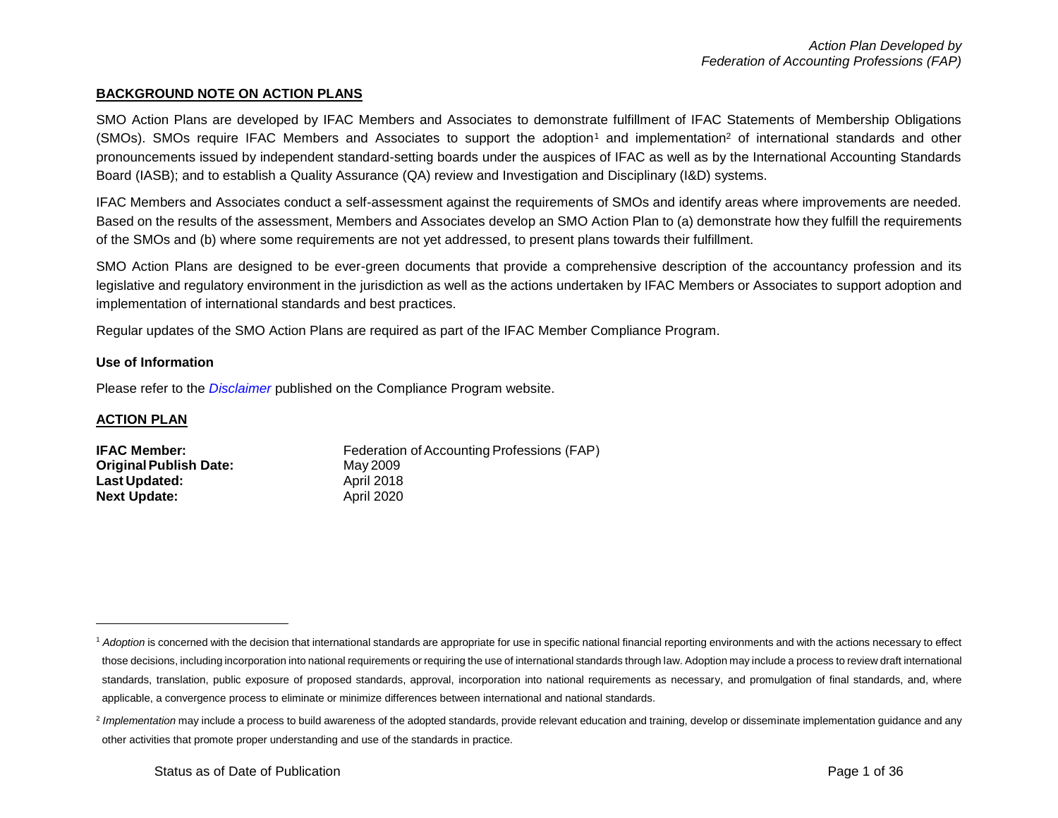## BACKGROUND NOTE ON ACTION PLANS

SMO Action Plans are developed by IFAC Members and Associates to demonstrate fulfillment of IFAC Statements of Membership Obligations (SMOs). SMOs require IFAC Members and Associates to support the adoption[1] and implementation[2] of international standards and other pronouncements issued by independent standard-setting boards under the auspices of IFAC as well as by the International Accounting Standards Board (IASB); and to establish a Quality Assurance (QA) review and Investigation and Disciplinary (I&D) systems.

IFAC Members and Associates conduct a self-assessment against the requirements of SMOs and identify areas where improvements are needed. Based on the results of the assessment, Members and Associates develop an SMO Action Plan to (a) demonstrate how they fulfill the requirements of the SMOs and (b) where some requirements are not yet addressed, to present plans towards their fulfillment.

SMO Action Plans are designed to be ever-green documents that provide a comprehensive description of the accountancy profession and its legislative and regulatory environment in the jurisdiction as well as the actions undertaken by IFAC Members or Associates to support adoption and implementation of international standards and best practices.

Regular updates of the SMO Action Plans are required as part of the IFAC Member Compliance Program.

### Use of Information

Please refer to the *Disclaimer* published on the Compliance Program website.

## ACTION PLAN

**IFAC Member:** Federation of Accounting Professions (FAP)
**Original Publish Date:** May 2009
**Last Updated:** April 2018
**Next Update:** April 2020

---

[1] *Adoption* is concerned with the decision that international standards are appropriate for use in specific national financial reporting environments and with the actions necessary to effect those decisions, including incorporation into national requirements or requiring the use of international standards through law. Adoption may include a process to review draft international standards, translation, public exposure of proposed standards, approval, incorporation into national requirements as necessary, and promulgation of final standards, and, where applicable, a convergence process to eliminate or minimize differences between international and national standards.

[2] *Implementation* may include a process to build awareness of the adopted standards, provide relevant education and training, develop or disseminate implementation guidance and any other activities that promote proper understanding and use of the standards in practice.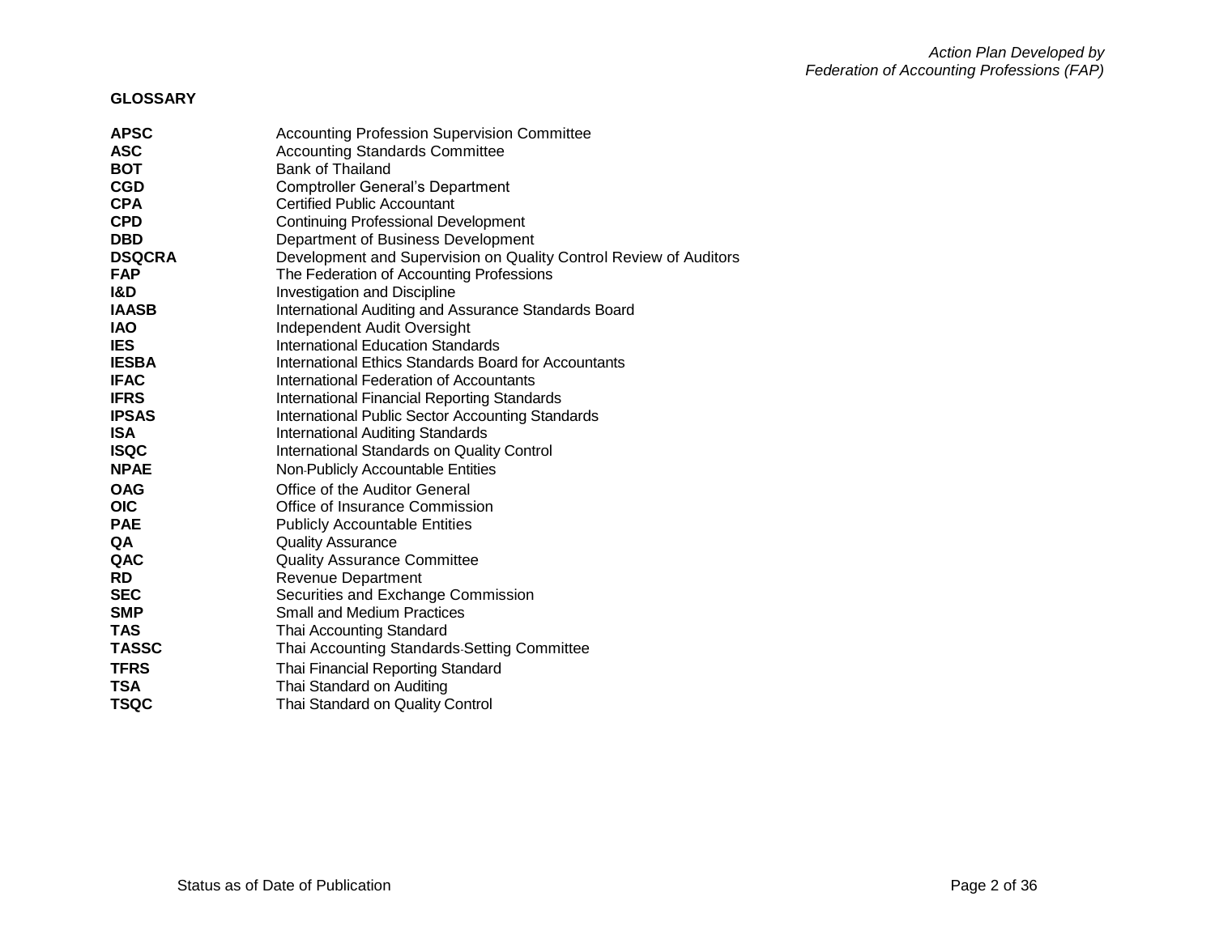## GLOSSARY

| | |
|---|---|
| **APSC** | Accounting Profession Supervision Committee |
| **ASC** | Accounting Standards Committee |
| **BOT** | Bank of Thailand |
| **CGD** | Comptroller General's Department |
| **CPA** | Certified Public Accountant |
| **CPD** | Continuing Professional Development |
| **DBD** | Department of Business Development |
| **DSQCRA** | Development and Supervision on Quality Control Review of Auditors |
| **FAP** | The Federation of Accounting Professions |
| **I&D** | Investigation and Discipline |
| **IAASB** | International Auditing and Assurance Standards Board |
| **IAO** | Independent Audit Oversight |
| **IES** | International Education Standards |
| **IESBA** | International Ethics Standards Board for Accountants |
| **IFAC** | International Federation of Accountants |
| **IFRS** | International Financial Reporting Standards |
| **IPSAS** | International Public Sector Accounting Standards |
| **ISA** | International Auditing Standards |
| **ISQC** | International Standards on Quality Control |
| **NPAE** | Non-Publicly Accountable Entities |
| **OAG** | Office of the Auditor General |
| **OIC** | Office of Insurance Commission |
| **PAE** | Publicly Accountable Entities |
| **QA** | Quality Assurance |
| **QAC** | Quality Assurance Committee |
| **RD** | Revenue Department |
| **SEC** | Securities and Exchange Commission |
| **SMP** | Small and Medium Practices |
| **TAS** | Thai Accounting Standard |
| **TASSC** | Thai Accounting Standards-Setting Committee |
| **TFRS** | Thai Financial Reporting Standard |
| **TSA** | Thai Standard on Auditing |
| **TSQC** | Thai Standard on Quality Control |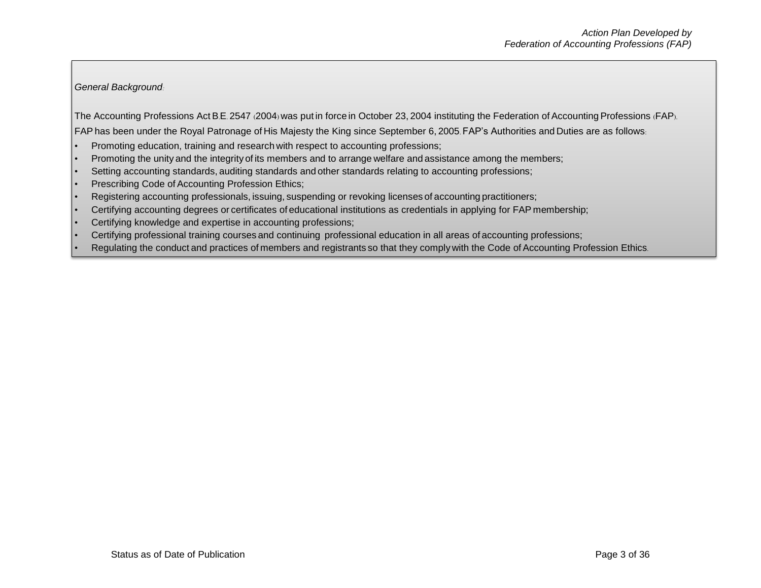*General Background:*

The Accounting Professions Act B.E. 2547 (2004) was put in force in October 23, 2004 instituting the Federation of Accounting Professions (FAP).

FAP has been under the Royal Patronage of His Majesty the King since September 6, 2005. FAP's Authorities and Duties are as follows:

- Promoting education, training and research with respect to accounting professions;
- Promoting the unity and the integrity of its members and to arrange welfare and assistance among the members;
- Setting accounting standards, auditing standards and other standards relating to accounting professions;
- Prescribing Code of Accounting Profession Ethics;
- Registering accounting professionals, issuing, suspending or revoking licenses of accounting practitioners;
- Certifying accounting degrees or certificates of educational institutions as credentials in applying for FAP membership;
- Certifying knowledge and expertise in accounting professions;
- Certifying professional training courses and continuing professional education in all areas of accounting professions;
- Regulating the conduct and practices of members and registrants so that they comply with the Code of Accounting Profession Ethics.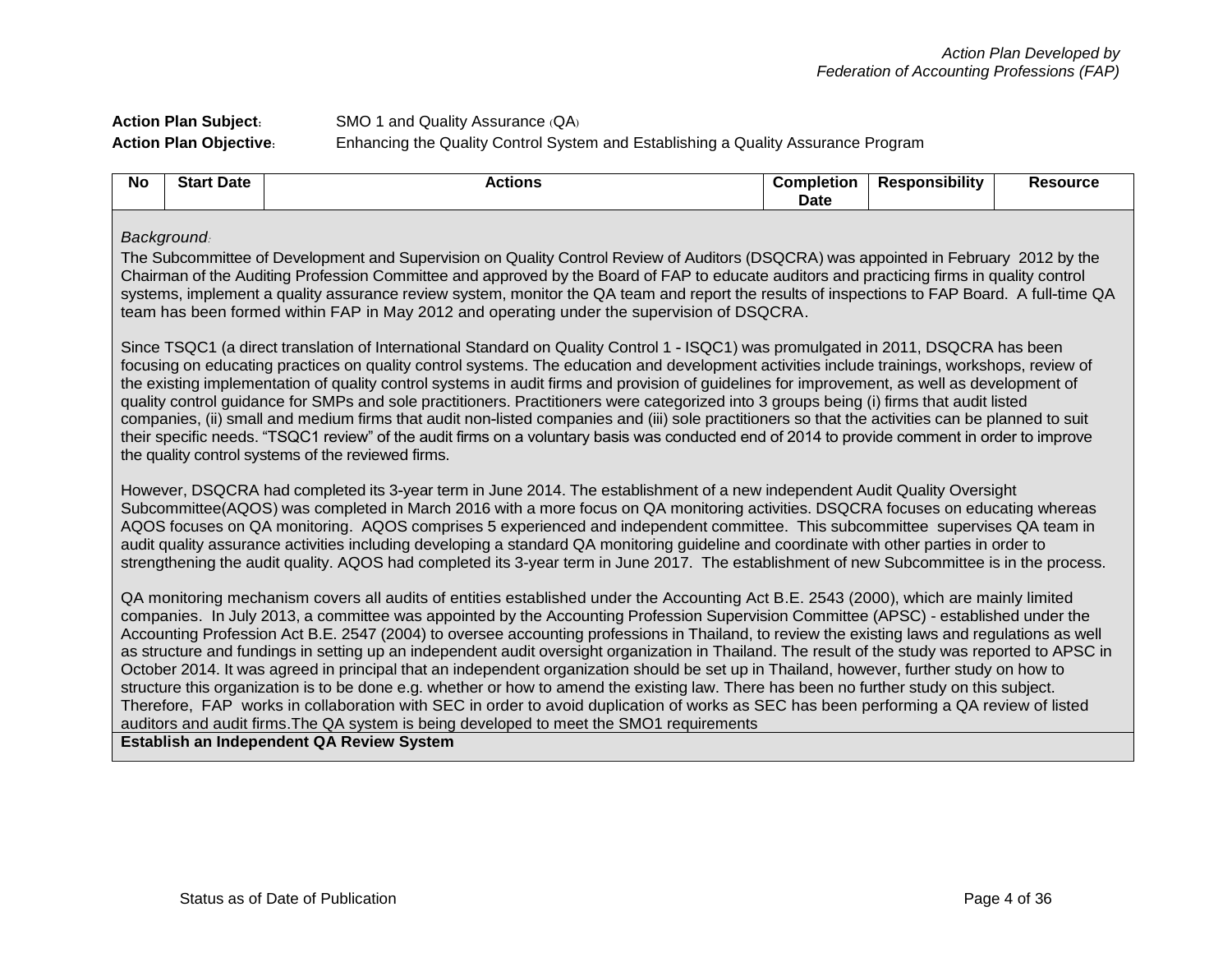**Action Plan Subject:** SMO 1 and Quality Assurance (QA)

**Action Plan Objective:** Enhancing the Quality Control System and Establishing a Quality Assurance Program

| No | Start Date | Actions | Completion Date | Responsibility | Resource |
|---|---|---|---|---|---|

*Background:*

The Subcommittee of Development and Supervision on Quality Control Review of Auditors (DSQCRA) was appointed in February 2012 by the Chairman of the Auditing Profession Committee and approved by the Board of FAP to educate auditors and practicing firms in quality control systems, implement a quality assurance review system, monitor the QA team and report the results of inspections to FAP Board. A full-time QA team has been formed within FAP in May 2012 and operating under the supervision of DSQCRA.

Since TSQC1 (a direct translation of International Standard on Quality Control 1 - ISQC1) was promulgated in 2011, DSQCRA has been focusing on educating practices on quality control systems. The education and development activities include trainings, workshops, review of the existing implementation of quality control systems in audit firms and provision of guidelines for improvement, as well as development of quality control guidance for SMPs and sole practitioners. Practitioners were categorized into 3 groups being (i) firms that audit listed companies, (ii) small and medium firms that audit non-listed companies and (iii) sole practitioners so that the activities can be planned to suit their specific needs. "TSQC1 review" of the audit firms on a voluntary basis was conducted end of 2014 to provide comment in order to improve the quality control systems of the reviewed firms.

However, DSQCRA had completed its 3-year term in June 2014. The establishment of a new independent Audit Quality Oversight Subcommittee(AQOS) was completed in March 2016 with a more focus on QA monitoring activities. DSQCRA focuses on educating whereas AQOS focuses on QA monitoring. AQOS comprises 5 experienced and independent committee. This subcommittee supervises QA team in audit quality assurance activities including developing a standard QA monitoring guideline and coordinate with other parties in order to strengthening the audit quality. AQOS had completed its 3-year term in June 2017. The establishment of new Subcommittee is in the process.

QA monitoring mechanism covers all audits of entities established under the Accounting Act B.E. 2543 (2000), which are mainly limited companies. In July 2013, a committee was appointed by the Accounting Profession Supervision Committee (APSC) - established under the Accounting Profession Act B.E. 2547 (2004) to oversee accounting professions in Thailand, to review the existing laws and regulations as well as structure and fundings in setting up an independent audit oversight organization in Thailand. The result of the study was reported to APSC in October 2014. It was agreed in principal that an independent organization should be set up in Thailand, however, further study on how to structure this organization is to be done e.g. whether or how to amend the existing law. There has been no further study on this subject. Therefore, FAP works in collaboration with SEC in order to avoid duplication of works as SEC has been performing a QA review of listed auditors and audit firms.The QA system is being developed to meet the SMO1 requirements

**Establish an Independent QA Review System**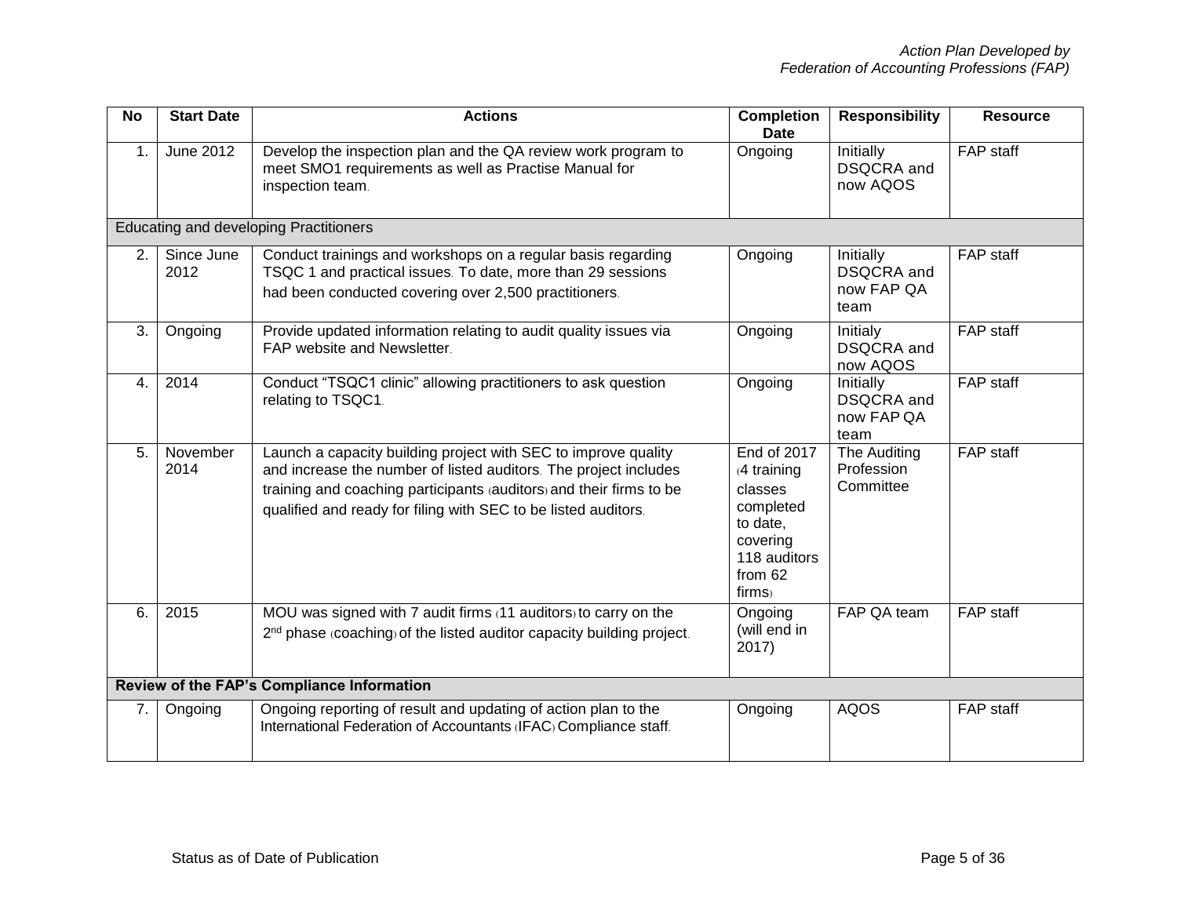| No | Start Date | Actions | Completion Date | Responsibility | Resource |
|---|---|---|---|---|---|
| 1. | June 2012 | Develop the inspection plan and the QA review work program to meet SMO1 requirements as well as Practise Manual for inspection team. | Ongoing | Initially DSQCRA and now AQOS | FAP staff |
| Educating and developing Practitioners | | | | | |
| 2. | Since June 2012 | Conduct trainings and workshops on a regular basis regarding TSQC 1 and practical issues. To date, more than 29 sessions had been conducted covering over 2,500 practitioners. | Ongoing | Initially DSQCRA and now FAP QA team | FAP staff |
| 3. | Ongoing | Provide updated information relating to audit quality issues via FAP website and Newsletter. | Ongoing | Initialy DSQCRA and now AQOS | FAP staff |
| 4. | 2014 | Conduct "TSQC1 clinic" allowing practitioners to ask question relating to TSQC1. | Ongoing | Initially DSQCRA and now FAP QA team | FAP staff |
| 5. | November 2014 | Launch a capacity building project with SEC to improve quality and increase the number of listed auditors. The project includes training and coaching participants (auditors) and their firms to be qualified and ready for filing with SEC to be listed auditors. | End of 2017 (4 training classes completed to date, covering 118 auditors from 62 firms) | The Auditing Profession Committee | FAP staff |
| 6. | 2015 | MOU was signed with 7 audit firms (11 auditors) to carry on the 2nd phase (coaching) of the listed auditor capacity building project. | Ongoing (will end in 2017) | FAP QA team | FAP staff |
| **Review of the FAP's Compliance Information** | | | | | |
| 7. | Ongoing | Ongoing reporting of result and updating of action plan to the International Federation of Accountants (IFAC) Compliance staff. | Ongoing | AQOS | FAP staff |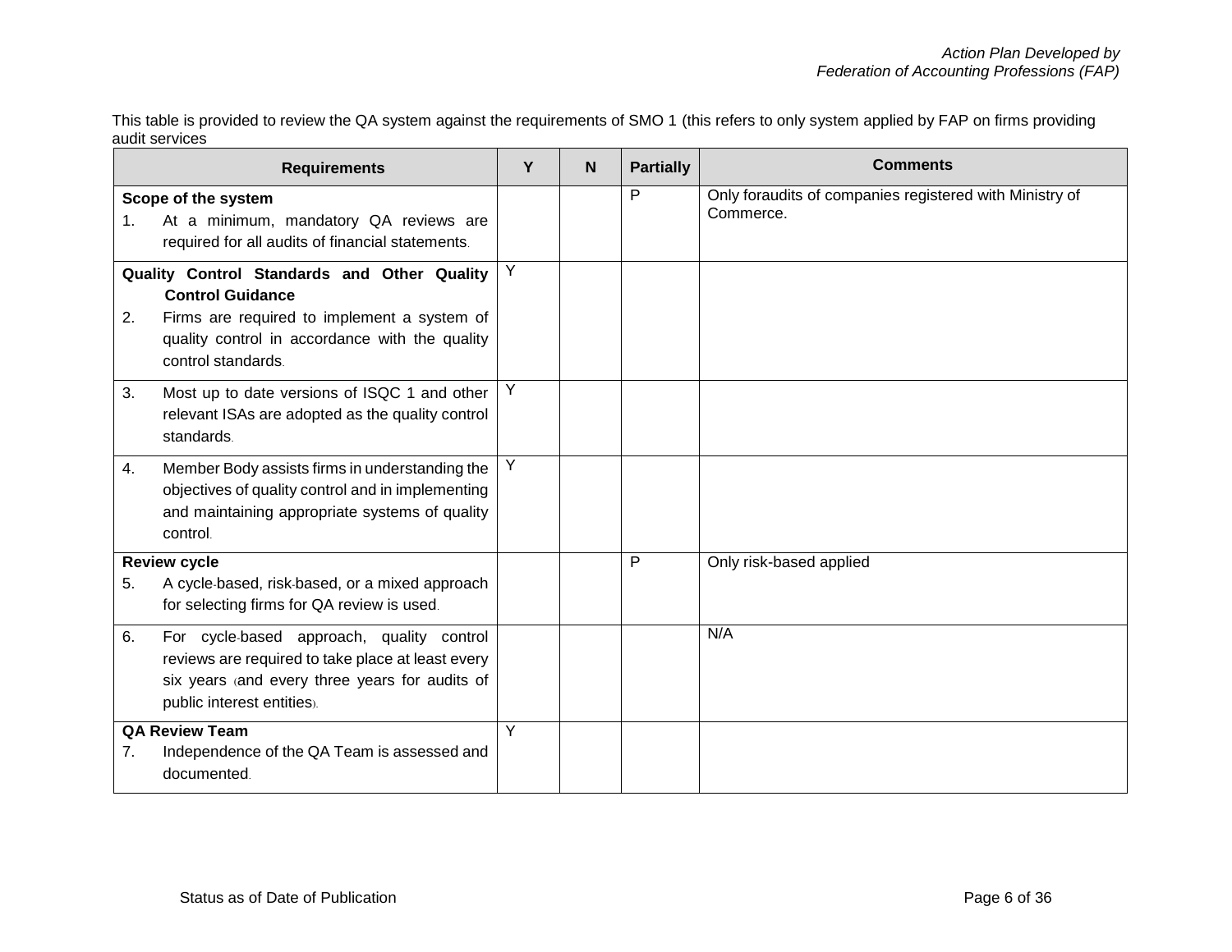This table is provided to review the QA system against the requirements of SMO 1 (this refers to only system applied by FAP on firms providing audit services

| Requirements | Y | N | Partially | Comments |
|---|---|---|---|---|
| **Scope of the system**<br>1. At a minimum, mandatory QA reviews are required for all audits of financial statements. | | | P | Only foraudits of companies registered with Ministry of Commerce. |
| **Quality Control Standards and Other Quality Control Guidance**<br>2. Firms are required to implement a system of quality control in accordance with the quality control standards. | Y | | | |
| 3. Most up to date versions of ISQC 1 and other relevant ISAs are adopted as the quality control standards. | Y | | | |
| 4. Member Body assists firms in understanding the objectives of quality control and in implementing and maintaining appropriate systems of quality control. | Y | | | |
| **Review cycle**<br>5. A cycle-based, risk-based, or a mixed approach for selecting firms for QA review is used. | | | P | Only risk-based applied |
| 6. For cycle-based approach, quality control reviews are required to take place at least every six years (and every three years for audits of public interest entities). | | | | N/A |
| **QA Review Team**<br>7. Independence of the QA Team is assessed and documented. | Y | | | |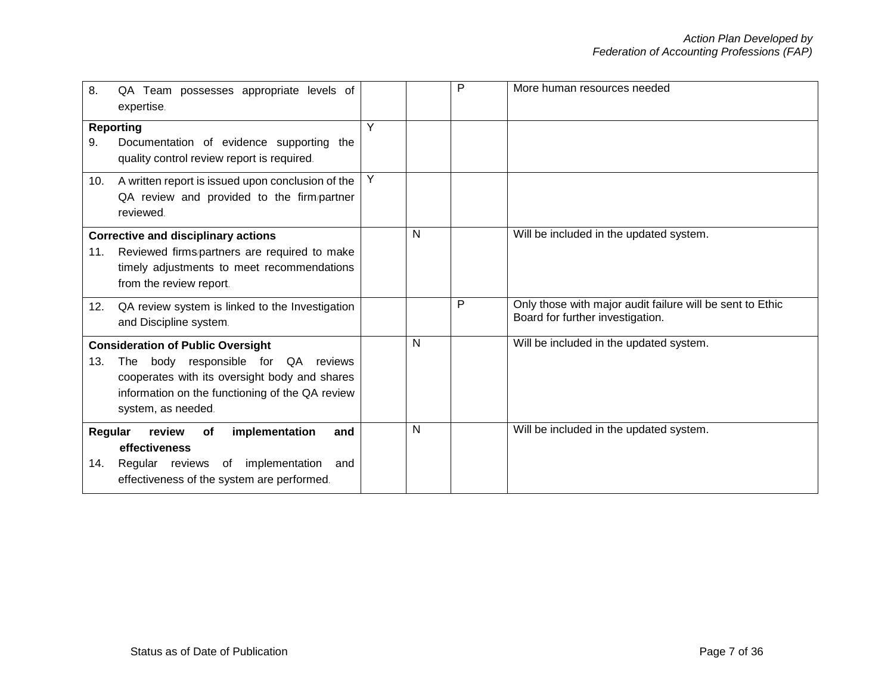| | | | | |
|---|---|---|---|---|
| 8. QA Team possesses appropriate levels of expertise. | | | P | More human resources needed |
| **Reporting**<br>9. Documentation of evidence supporting the quality control review report is required. | Y | | | |
| 10. A written report is issued upon conclusion of the QA review and provided to the firm/partner reviewed. | Y | | | |
| **Corrective and disciplinary actions**<br>11. Reviewed firms/partners are required to make timely adjustments to meet recommendations from the review report. | | N | | Will be included in the updated system. |
| 12. QA review system is linked to the Investigation and Discipline system. | | | P | Only those with major audit failure will be sent to Ethic Board for further investigation. |
| **Consideration of Public Oversight**<br>13. The body responsible for QA reviews cooperates with its oversight body and shares information on the functioning of the QA review system, as needed. | | N | | Will be included in the updated system. |
| **Regular review of implementation and effectiveness**<br>14. Regular reviews of implementation and effectiveness of the system are performed. | | N | | Will be included in the updated system. |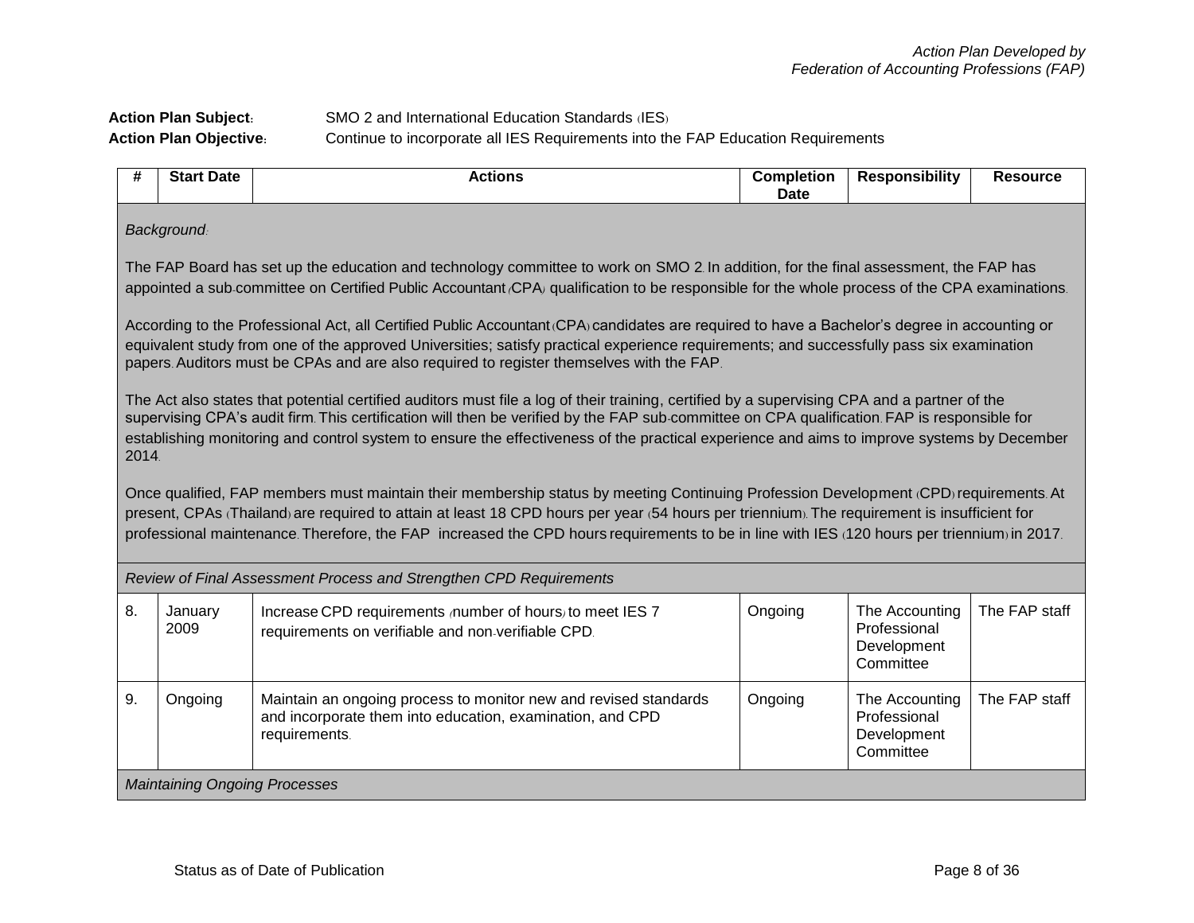*Action Plan Developed by*
*Federation of Accounting Professions (FAP)*

**Action Plan Subject:** SMO 2 and International Education Standards (IES)

**Action Plan Objective:** Continue to incorporate all IES Requirements into the FAP Education Requirements

| # | Start Date | Actions | Completion Date | Responsibility | Resource |
|---|---|---|---|---|---|
| *Background:* <br><br> The FAP Board has set up the education and technology committee to work on SMO 2. In addition, for the final assessment, the FAP has appointed a sub-committee on Certified Public Accountant (CPA) qualification to be responsible for the whole process of the CPA examinations. <br><br> According to the Professional Act, all Certified Public Accountant (CPA) candidates are required to have a Bachelor's degree in accounting or equivalent study from one of the approved Universities; satisfy practical experience requirements; and successfully pass six examination papers. Auditors must be CPAs and are also required to register themselves with the FAP. <br><br> The Act also states that potential certified auditors must file a log of their training, certified by a supervising CPA and a partner of the supervising CPA's audit firm. This certification will then be verified by the FAP sub-committee on CPA qualification. FAP is responsible for establishing monitoring and control system to ensure the effectiveness of the practical experience and aims to improve systems by December 2014. <br><br> Once qualified, FAP members must maintain their membership status by meeting Continuing Profession Development (CPD) requirements. At present, CPAs (Thailand) are required to attain at least 18 CPD hours per year (54 hours per triennium). The requirement is insufficient for professional maintenance. Therefore, the FAP increased the CPD hours requirements to be in line with IES (120 hours per triennium) in 2017. | | | | | |
| *Review of Final Assessment Process and Strengthen CPD Requirements* | | | | | |
| 8. | January 2009 | Increase CPD requirements (number of hours) to meet IES 7 requirements on verifiable and non-verifiable CPD. | Ongoing | The Accounting Professional Development Committee | The FAP staff |
| 9. | Ongoing | Maintain an ongoing process to monitor new and revised standards and incorporate them into education, examination, and CPD requirements. | Ongoing | The Accounting Professional Development Committee | The FAP staff |
| *Maintaining Ongoing Processes* | | | | | |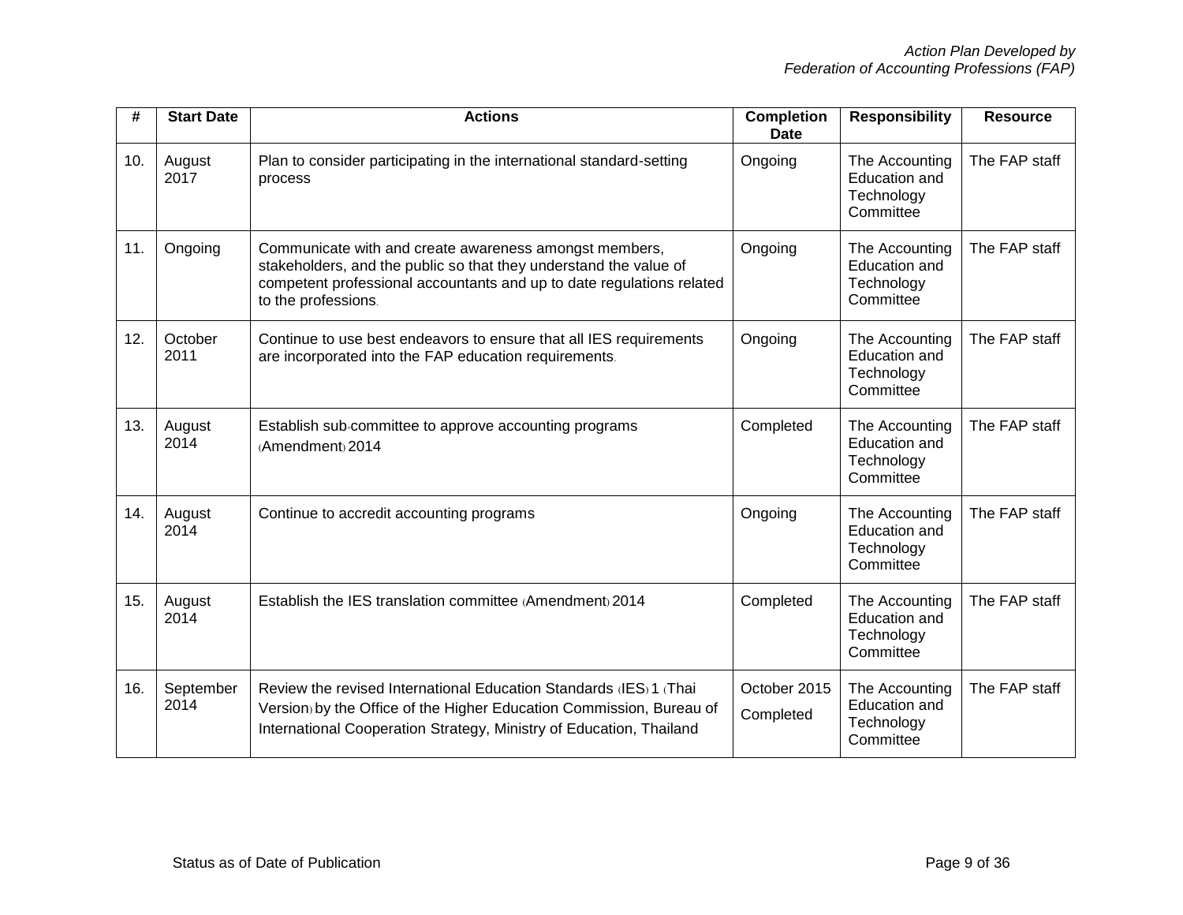| # | Start Date | Actions | Completion Date | Responsibility | Resource |
|---|---|---|---|---|---|
| 10. | August 2017 | Plan to consider participating in the international standard-setting process | Ongoing | The Accounting Education and Technology Committee | The FAP staff |
| 11. | Ongoing | Communicate with and create awareness amongst members, stakeholders, and the public so that they understand the value of competent professional accountants and up to date regulations related to the professions. | Ongoing | The Accounting Education and Technology Committee | The FAP staff |
| 12. | October 2011 | Continue to use best endeavors to ensure that all IES requirements are incorporated into the FAP education requirements. | Ongoing | The Accounting Education and Technology Committee | The FAP staff |
| 13. | August 2014 | Establish sub-committee to approve accounting programs (Amendment) 2014 | Completed | The Accounting Education and Technology Committee | The FAP staff |
| 14. | August 2014 | Continue to accredit accounting programs | Ongoing | The Accounting Education and Technology Committee | The FAP staff |
| 15. | August 2014 | Establish the IES translation committee (Amendment) 2014 | Completed | The Accounting Education and Technology Committee | The FAP staff |
| 16. | September 2014 | Review the revised International Education Standards (IES) 1 (Thai Version) by the Office of the Higher Education Commission, Bureau of International Cooperation Strategy, Ministry of Education, Thailand | October 2015 Completed | The Accounting Education and Technology Committee | The FAP staff |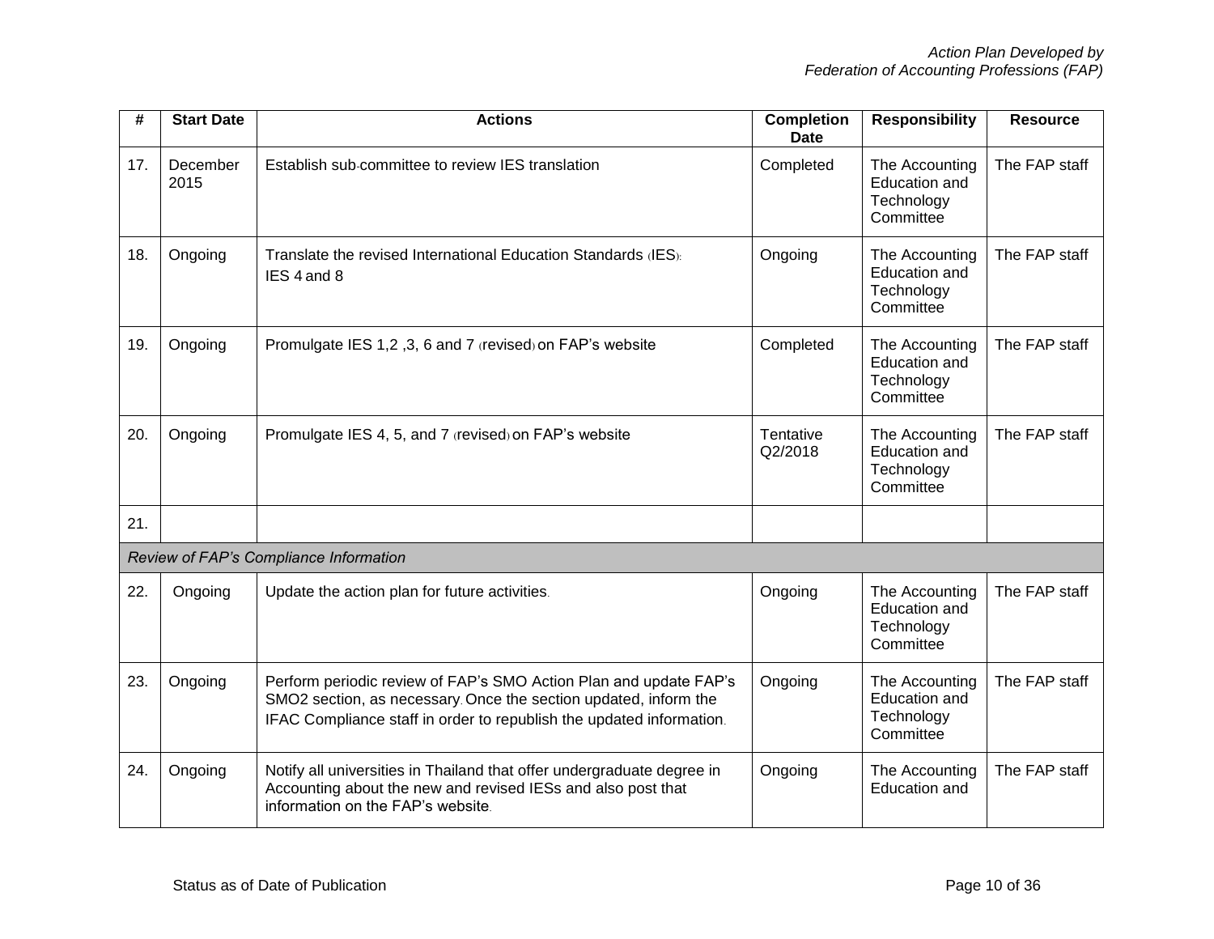| # | Start Date | Actions | Completion Date | Responsibility | Resource |
|---|---|---|---|---|---|
| 17. | December 2015 | Establish sub-committee to review IES translation | Completed | The Accounting Education and Technology Committee | The FAP staff |
| 18. | Ongoing | Translate the revised International Education Standards (IES): IES 4 and 8 | Ongoing | The Accounting Education and Technology Committee | The FAP staff |
| 19. | Ongoing | Promulgate IES 1,2 ,3, 6 and 7 (revised) on FAP's website | Completed | The Accounting Education and Technology Committee | The FAP staff |
| 20. | Ongoing | Promulgate IES 4, 5, and 7 (revised) on FAP's website | Tentative Q2/2018 | The Accounting Education and Technology Committee | The FAP staff |
| 21. | | | | | |
| *Review of FAP's Compliance Information* | | | | | |
| 22. | Ongoing | Update the action plan for future activities. | Ongoing | The Accounting Education and Technology Committee | The FAP staff |
| 23. | Ongoing | Perform periodic review of FAP's SMO Action Plan and update FAP's SMO2 section, as necessary. Once the section updated, inform the IFAC Compliance staff in order to republish the updated information. | Ongoing | The Accounting Education and Technology Committee | The FAP staff |
| 24. | Ongoing | Notify all universities in Thailand that offer undergraduate degree in Accounting about the new and revised IESs and also post that information on the FAP's website. | Ongoing | The Accounting Education and | The FAP staff |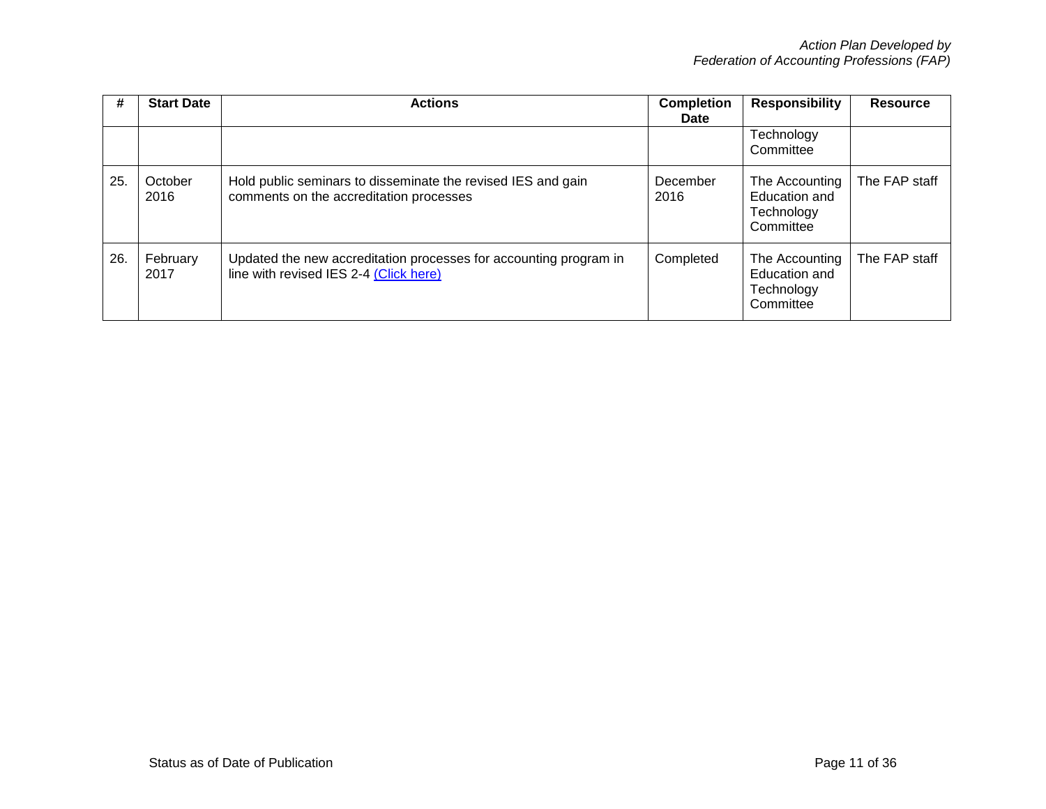| # | Start Date | Actions | Completion Date | Responsibility | Resource |
|---|---|---|---|---|---|
| | | | | Technology Committee | |
| 25. | October 2016 | Hold public seminars to disseminate the revised IES and gain comments on the accreditation processes | December 2016 | The Accounting Education and Technology Committee | The FAP staff |
| 26. | February 2017 | Updated the new accreditation processes for accounting program in line with revised IES 2-4 (Click here) | Completed | The Accounting Education and Technology Committee | The FAP staff |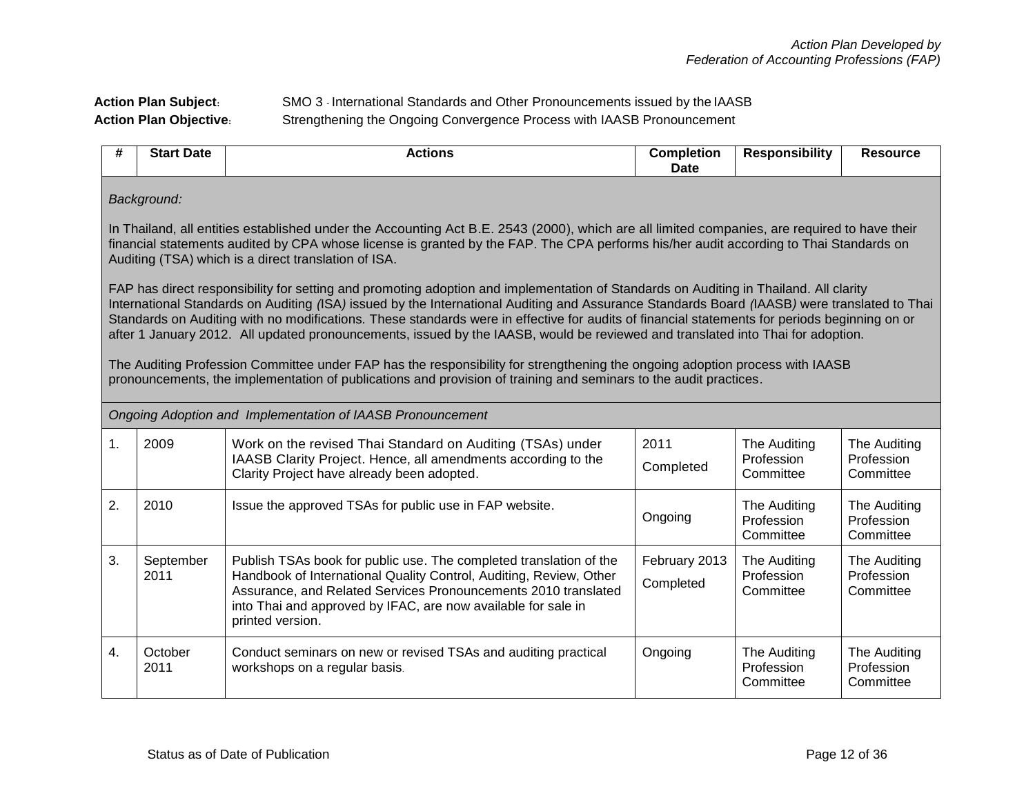*Action Plan Developed by*
*Federation of Accounting Professions (FAP)*

**Action Plan Subject**: SMO 3 - International Standards and Other Pronouncements issued by the IAASB

**Action Plan Objective**: Strengthening the Ongoing Convergence Process with IAASB Pronouncement

| # | Start Date | Actions | Completion Date | Responsibility | Resource |
|---|---|---|---|---|---|
| *Background:*<br><br>In Thailand, all entities established under the Accounting Act B.E. 2543 (2000), which are all limited companies, are required to have their financial statements audited by CPA whose license is granted by the FAP. The CPA performs his/her audit according to Thai Standards on Auditing (TSA) which is a direct translation of ISA.<br><br>FAP has direct responsibility for setting and promoting adoption and implementation of Standards on Auditing in Thailand. All clarity International Standards on Auditing *(*ISA*)* issued by the International Auditing and Assurance Standards Board *(*IAASB*)* were translated to Thai Standards on Auditing with no modifications. These standards were in effective for audits of financial statements for periods beginning on or after 1 January 2012. All updated pronouncements, issued by the IAASB, would be reviewed and translated into Thai for adoption.<br><br>The Auditing Profession Committee under FAP has the responsibility for strengthening the ongoing adoption process with IAASB pronouncements, the implementation of publications and provision of training and seminars to the audit practices. | | | | | |
| *Ongoing Adoption and Implementation of IAASB Pronouncement* | | | | | |
| 1. | 2009 | Work on the revised Thai Standard on Auditing (TSAs) under IAASB Clarity Project. Hence, all amendments according to the Clarity Project have already been adopted. | 2011<br>Completed | The Auditing Profession Committee | The Auditing Profession Committee |
| 2. | 2010 | Issue the approved TSAs for public use in FAP website. | Ongoing | The Auditing Profession Committee | The Auditing Profession Committee |
| 3. | September 2011 | Publish TSAs book for public use. The completed translation of the Handbook of International Quality Control, Auditing, Review, Other Assurance, and Related Services Pronouncements 2010 translated into Thai and approved by IFAC, are now available for sale in printed version. | February 2013<br>Completed | The Auditing Profession Committee | The Auditing Profession Committee |
| 4. | October 2011 | Conduct seminars on new or revised TSAs and auditing practical workshops on a regular basis. | Ongoing | The Auditing Profession Committee | The Auditing Profession Committee |

Status as of Date of Publication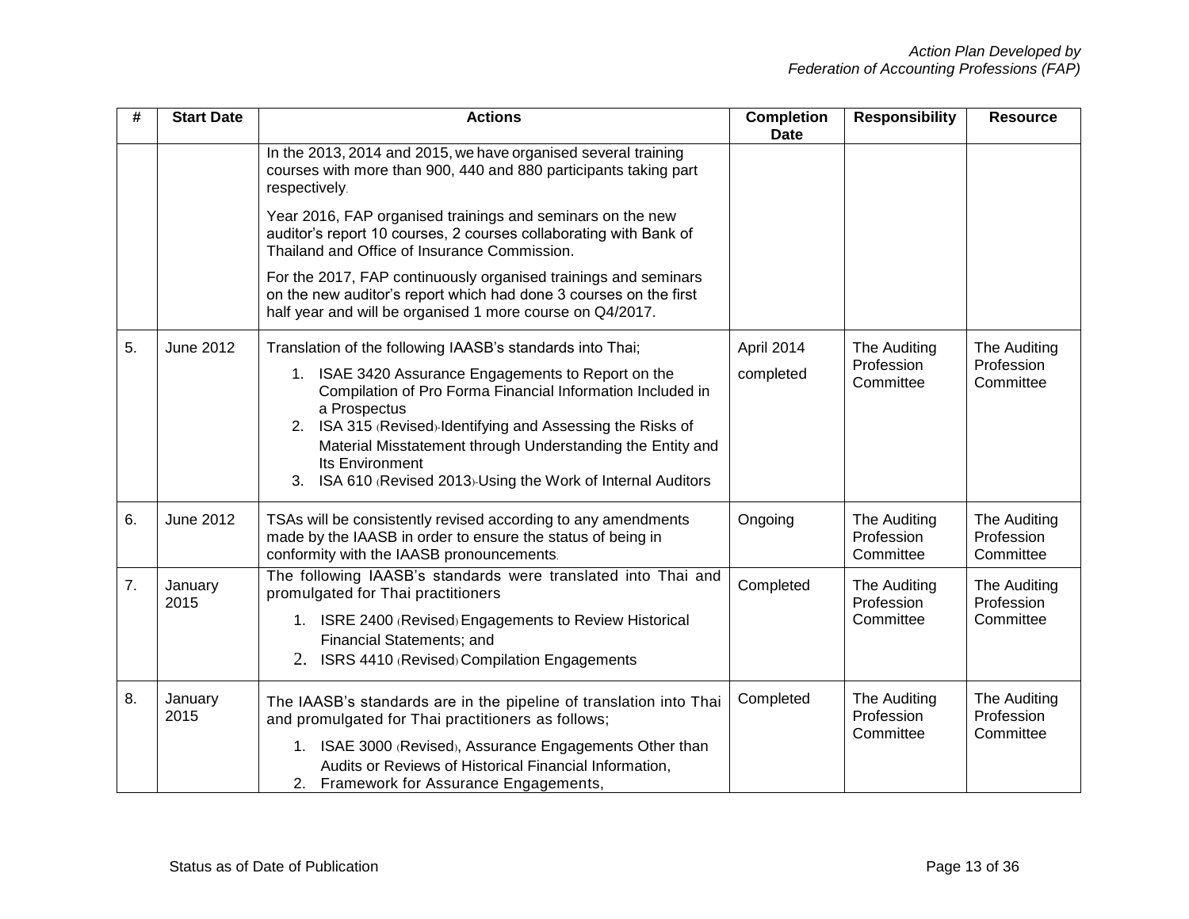| # | Start Date | Actions | Completion Date | Responsibility | Resource |
|---|---|---|---|---|---|
| | | In the 2013, 2014 and 2015, we have organised several training courses with more than 900, 440 and 880 participants taking part respectively.<br><br>Year 2016, FAP organised trainings and seminars on the new auditor's report 10 courses, 2 courses collaborating with Bank of Thailand and Office of Insurance Commission.<br><br>For the 2017, FAP continuously organised trainings and seminars on the new auditor's report which had done 3 courses on the first half year and will be organised 1 more course on Q4/2017. | | | |
| 5. | June 2012 | Translation of the following IAASB's standards into Thai;<br>1. ISAE 3420 Assurance Engagements to Report on the Compilation of Pro Forma Financial Information Included in a Prospectus<br>2. ISA 315 (Revised)-Identifying and Assessing the Risks of Material Misstatement through Understanding the Entity and Its Environment<br>3. ISA 610 (Revised 2013)-Using the Work of Internal Auditors | April 2014 completed | The Auditing Profession Committee | The Auditing Profession Committee |
| 6. | June 2012 | TSAs will be consistently revised according to any amendments made by the IAASB in order to ensure the status of being in conformity with the IAASB pronouncements. | Ongoing | The Auditing Profession Committee | The Auditing Profession Committee |
| 7. | January 2015 | The following IAASB's standards were translated into Thai and promulgated for Thai practitioners<br>1. ISRE 2400 (Revised) Engagements to Review Historical Financial Statements; and<br>2. ISRS 4410 (Revised) Compilation Engagements | Completed | The Auditing Profession Committee | The Auditing Profession Committee |
| 8. | January 2015 | The IAASB's standards are in the pipeline of translation into Thai and promulgated for Thai practitioners as follows;<br>1. ISAE 3000 (Revised), Assurance Engagements Other than Audits or Reviews of Historical Financial Information,<br>2. Framework for Assurance Engagements, | Completed | The Auditing Profession Committee | The Auditing Profession Committee |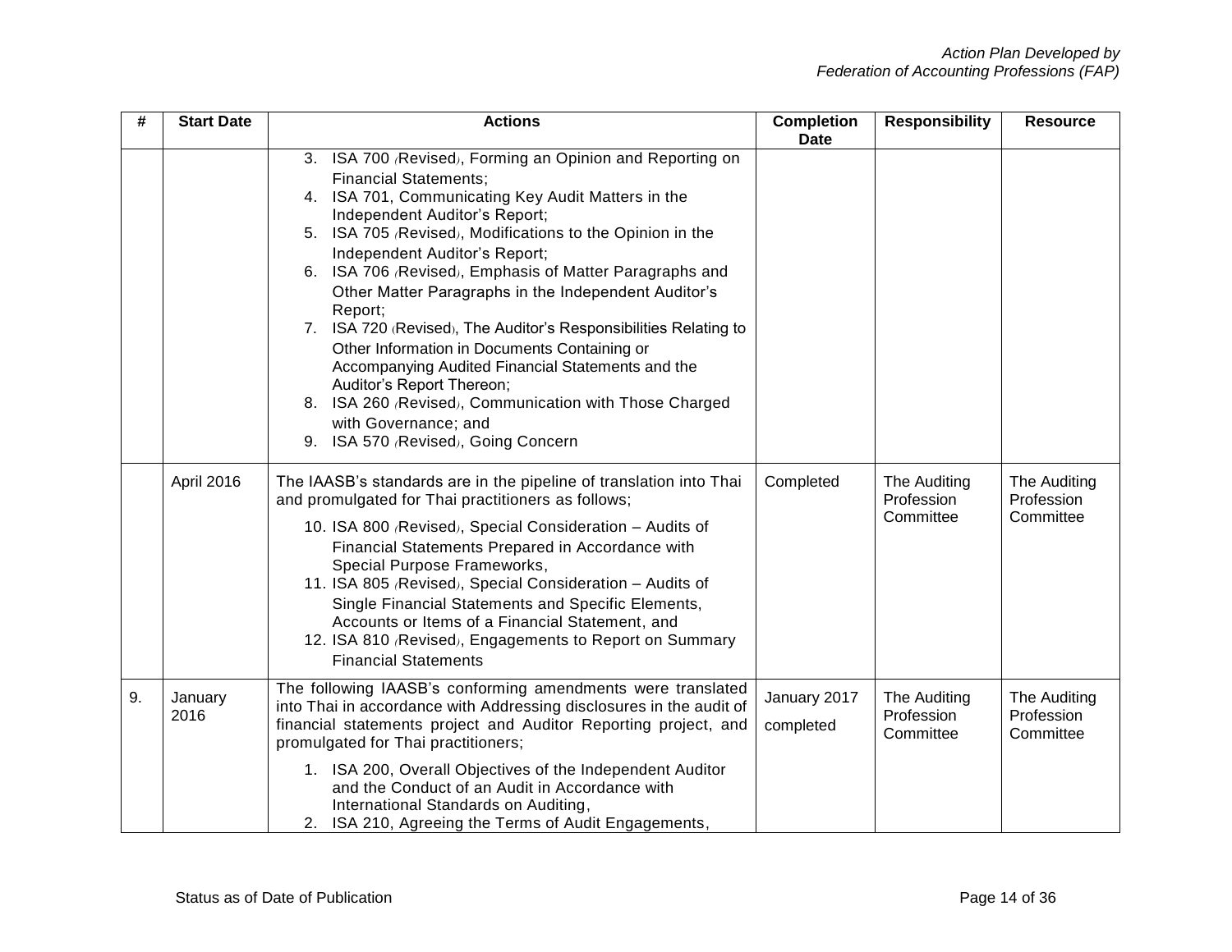| # | Start Date | Actions | Completion Date | Responsibility | Resource |
|---|---|---|---|---|---|
| | | 3. ISA 700 (Revised), Forming an Opinion and Reporting on Financial Statements;<br>4. ISA 701, Communicating Key Audit Matters in the Independent Auditor's Report;<br>5. ISA 705 (Revised), Modifications to the Opinion in the Independent Auditor's Report;<br>6. ISA 706 (Revised), Emphasis of Matter Paragraphs and Other Matter Paragraphs in the Independent Auditor's Report;<br>7. ISA 720 (Revised), The Auditor's Responsibilities Relating to Other Information in Documents Containing or Accompanying Audited Financial Statements and the Auditor's Report Thereon;<br>8. ISA 260 (Revised), Communication with Those Charged with Governance; and<br>9. ISA 570 (Revised), Going Concern | | | |
| | April 2016 | The IAASB's standards are in the pipeline of translation into Thai and promulgated for Thai practitioners as follows;<br>10. ISA 800 (Revised), Special Consideration – Audits of Financial Statements Prepared in Accordance with Special Purpose Frameworks,<br>11. ISA 805 (Revised), Special Consideration – Audits of Single Financial Statements and Specific Elements, Accounts or Items of a Financial Statement, and<br>12. ISA 810 (Revised), Engagements to Report on Summary Financial Statements | Completed | The Auditing Profession Committee | The Auditing Profession Committee |
| 9. | January 2016 | The following IAASB's conforming amendments were translated into Thai in accordance with Addressing disclosures in the audit of financial statements project and Auditor Reporting project, and promulgated for Thai practitioners;<br>1. ISA 200, Overall Objectives of the Independent Auditor and the Conduct of an Audit in Accordance with International Standards on Auditing,<br>2. ISA 210, Agreeing the Terms of Audit Engagements, | January 2017 completed | The Auditing Profession Committee | The Auditing Profession Committee |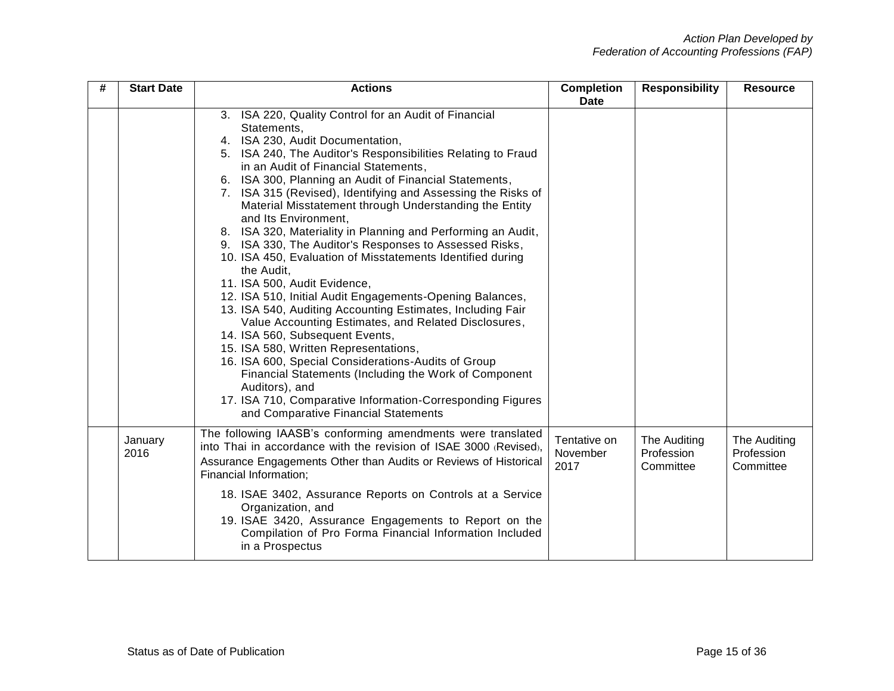| # | Start Date | Actions | Completion Date | Responsibility | Resource |
|---|---|---|---|---|---|
| | | 3. ISA 220, Quality Control for an Audit of Financial Statements,<br>4. ISA 230, Audit Documentation,<br>5. ISA 240, The Auditor's Responsibilities Relating to Fraud in an Audit of Financial Statements,<br>6. ISA 300, Planning an Audit of Financial Statements,<br>7. ISA 315 (Revised), Identifying and Assessing the Risks of Material Misstatement through Understanding the Entity and Its Environment,<br>8. ISA 320, Materiality in Planning and Performing an Audit,<br>9. ISA 330, The Auditor's Responses to Assessed Risks,<br>10. ISA 450, Evaluation of Misstatements Identified during the Audit,<br>11. ISA 500, Audit Evidence,<br>12. ISA 510, Initial Audit Engagements-Opening Balances,<br>13. ISA 540, Auditing Accounting Estimates, Including Fair Value Accounting Estimates, and Related Disclosures,<br>14. ISA 560, Subsequent Events,<br>15. ISA 580, Written Representations,<br>16. ISA 600, Special Considerations-Audits of Group Financial Statements (Including the Work of Component Auditors), and<br>17. ISA 710, Comparative Information-Corresponding Figures and Comparative Financial Statements | | | |
| | January 2016 | The following IAASB's conforming amendments were translated into Thai in accordance with the revision of ISAE 3000 (Revised), Assurance Engagements Other than Audits or Reviews of Historical Financial Information;<br>18. ISAE 3402, Assurance Reports on Controls at a Service Organization, and<br>19. ISAE 3420, Assurance Engagements to Report on the Compilation of Pro Forma Financial Information Included in a Prospectus | Tentative on November 2017 | The Auditing Profession Committee | The Auditing Profession Committee |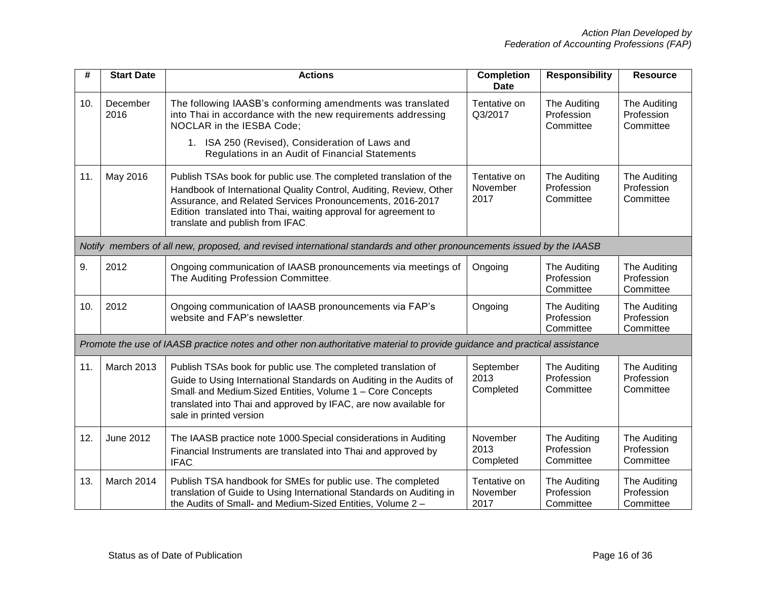| # | Start Date | Actions | Completion Date | Responsibility | Resource |
|---|---|---|---|---|---|
| 10. | December 2016 | The following IAASB's conforming amendments was translated into Thai in accordance with the new requirements addressing NOCLAR in the IESBA Code; <br> 1. ISA 250 (Revised), Consideration of Laws and Regulations in an Audit of Financial Statements | Tentative on Q3/2017 | The Auditing Profession Committee | The Auditing Profession Committee |
| 11. | May 2016 | Publish TSAs book for public use. The completed translation of the Handbook of International Quality Control, Auditing, Review, Other Assurance, and Related Services Pronouncements, 2016-2017 Edition translated into Thai, waiting approval for agreement to translate and publish from IFAC. | Tentative on November 2017 | The Auditing Profession Committee | The Auditing Profession Committee |
| *Notify members of all new, proposed, and revised international standards and other pronouncements issued by the IAASB* | | | | | |
| 9. | 2012 | Ongoing communication of IAASB pronouncements via meetings of The Auditing Profession Committee. | Ongoing | The Auditing Profession Committee | The Auditing Profession Committee |
| 10. | 2012 | Ongoing communication of IAASB pronouncements via FAP's website and FAP's newsletter. | Ongoing | The Auditing Profession Committee | The Auditing Profession Committee |
| *Promote the use of IAASB practice notes and other non-authoritative material to provide guidance and practical assistance* | | | | | |
| 11. | March 2013 | Publish TSAs book for public use. The completed translation of Guide to Using International Standards on Auditing in the Audits of Small- and Medium-Sized Entities, Volume 1 – Core Concepts translated into Thai and approved by IFAC, are now available for sale in printed version | September 2013 Completed | The Auditing Profession Committee | The Auditing Profession Committee |
| 12. | June 2012 | The IAASB practice note 1000-Special considerations in Auditing Financial Instruments are translated into Thai and approved by IFAC. | November 2013 Completed | The Auditing Profession Committee | The Auditing Profession Committee |
| 13. | March 2014 | Publish TSA handbook for SMEs for public use. The completed translation of Guide to Using International Standards on Auditing in the Audits of Small- and Medium-Sized Entities, Volume 2 – | Tentative on November 2017 | The Auditing Profession Committee | The Auditing Profession Committee |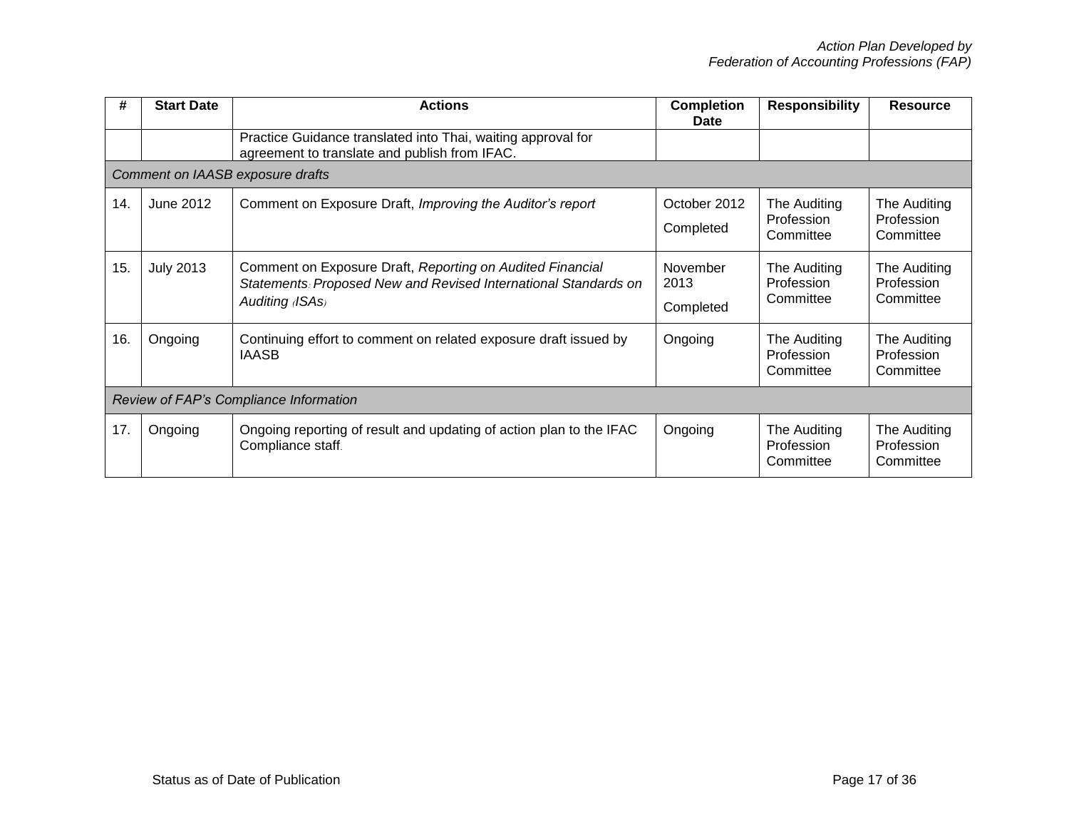| # | Start Date | Actions | Completion Date | Responsibility | Resource |
|---|---|---|---|---|---|
| | | Practice Guidance translated into Thai, waiting approval for agreement to translate and publish from IFAC. | | | |
| *Comment on IAASB exposure drafts* | | | | | |
| 14. | June 2012 | Comment on Exposure Draft, *Improving the Auditor's report* | October 2012<br>Completed | The Auditing Profession Committee | The Auditing Profession Committee |
| 15. | July 2013 | Comment on Exposure Draft, *Reporting on Audited Financial Statements: Proposed New and Revised International Standards on Auditing (ISAs)* | November 2013<br>Completed | The Auditing Profession Committee | The Auditing Profession Committee |
| 16. | Ongoing | Continuing effort to comment on related exposure draft issued by IAASB | Ongoing | The Auditing Profession Committee | The Auditing Profession Committee |
| *Review of FAP's Compliance Information* | | | | | |
| 17. | Ongoing | Ongoing reporting of result and updating of action plan to the IFAC Compliance staff. | Ongoing | The Auditing Profession Committee | The Auditing Profession Committee |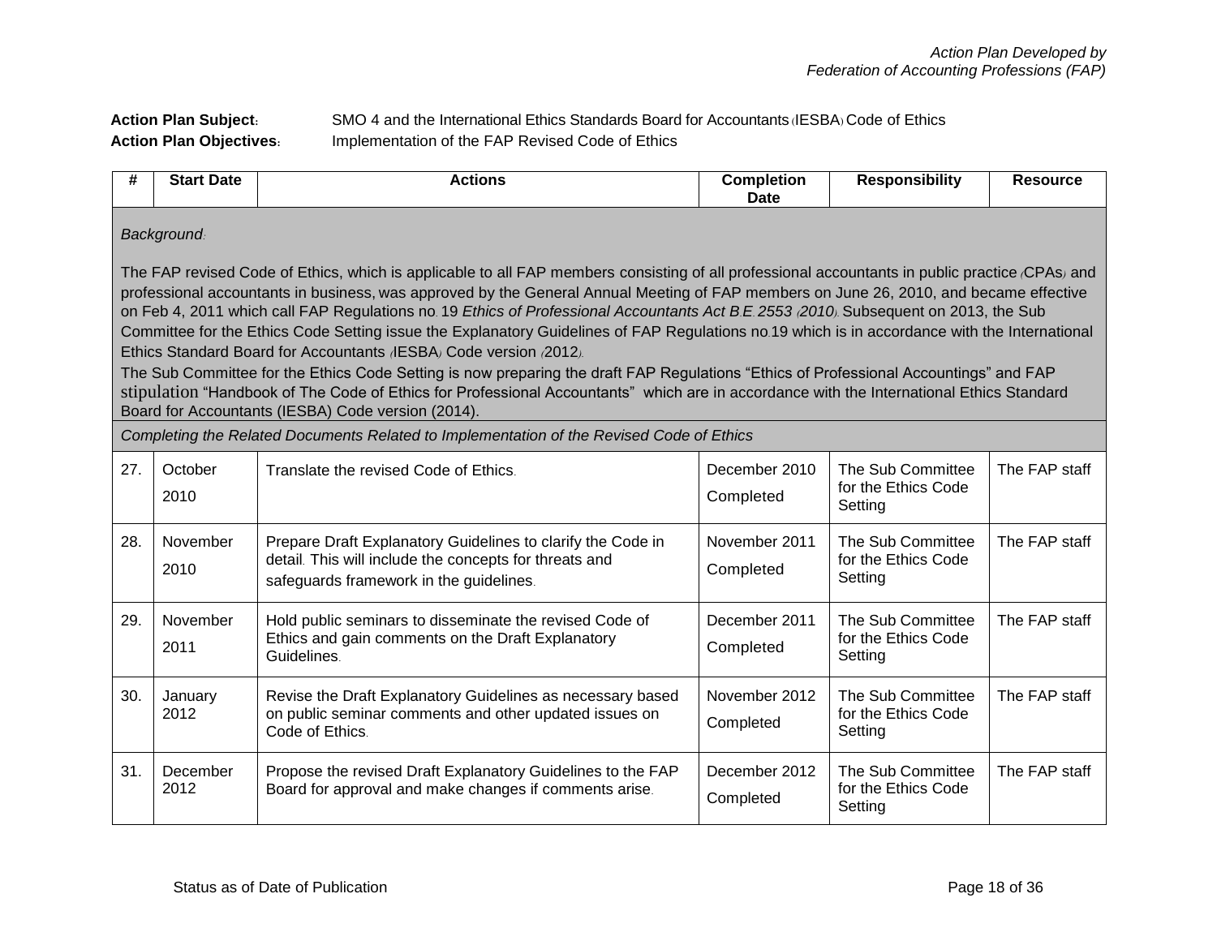*Action Plan Developed by*
*Federation of Accounting Professions (FAP)*

**Action Plan Subject:** SMO 4 and the International Ethics Standards Board for Accountants (IESBA) Code of Ethics

**Action Plan Objectives:** Implementation of the FAP Revised Code of Ethics

| # | Start Date | Actions | Completion Date | Responsibility | Resource |
|---|---|---|---|---|---|
| *Background:* The FAP revised Code of Ethics, which is applicable to all FAP members consisting of all professional accountants in public practice (CPAs) and professional accountants in business, was approved by the General Annual Meeting of FAP members on June 26, 2010, and became effective on Feb 4, 2011 which call FAP Regulations no. 19 *Ethics of Professional Accountants Act B.E. 2553 (2010)*. Subsequent on 2013, the Sub Committee for the Ethics Code Setting issue the Explanatory Guidelines of FAP Regulations no.19 which is in accordance with the International Ethics Standard Board for Accountants (IESBA) Code version (2012). The Sub Committee for the Ethics Code Setting is now preparing the draft FAP Regulations "Ethics of Professional Accountings" and FAP stipulation "Handbook of The Code of Ethics for Professional Accountants" which are in accordance with the International Ethics Standard Board for Accountants (IESBA) Code version (2014). | | | | | |
| *Completing the Related Documents Related to Implementation of the Revised Code of Ethics* | | | | | |
| 27. | October 2010 | Translate the revised Code of Ethics. | December 2010 Completed | The Sub Committee for the Ethics Code Setting | The FAP staff |
| 28. | November 2010 | Prepare Draft Explanatory Guidelines to clarify the Code in detail. This will include the concepts for threats and safeguards framework in the guidelines. | November 2011 Completed | The Sub Committee for the Ethics Code Setting | The FAP staff |
| 29. | November 2011 | Hold public seminars to disseminate the revised Code of Ethics and gain comments on the Draft Explanatory Guidelines. | December 2011 Completed | The Sub Committee for the Ethics Code Setting | The FAP staff |
| 30. | January 2012 | Revise the Draft Explanatory Guidelines as necessary based on public seminar comments and other updated issues on Code of Ethics. | November 2012 Completed | The Sub Committee for the Ethics Code Setting | The FAP staff |
| 31. | December 2012 | Propose the revised Draft Explanatory Guidelines to the FAP Board for approval and make changes if comments arise. | December 2012 Completed | The Sub Committee for the Ethics Code Setting | The FAP staff |

Status as of Date of Publication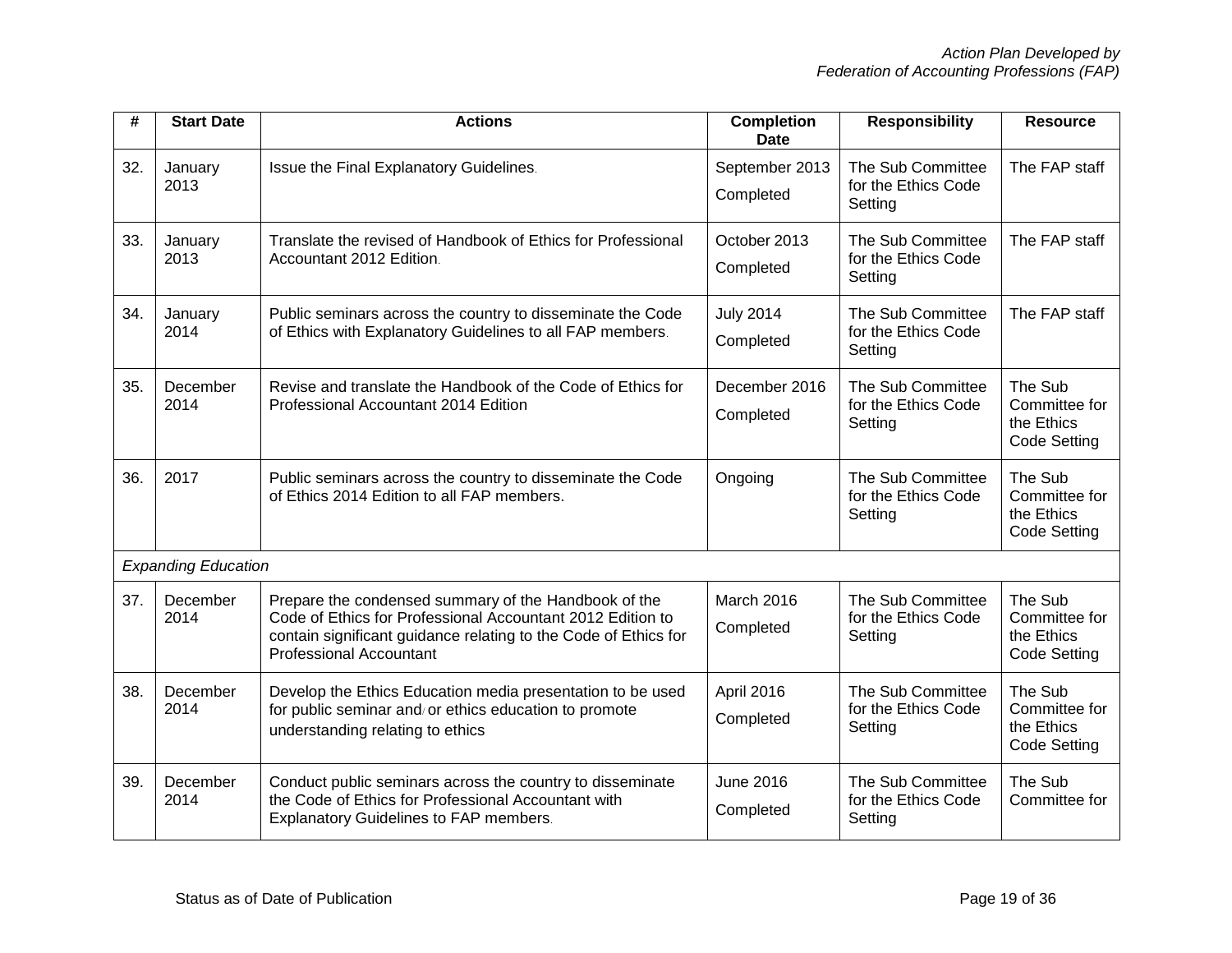| # | Start Date | Actions | Completion Date | Responsibility | Resource |
|---|---|---|---|---|---|
| 32. | January 2013 | Issue the Final Explanatory Guidelines. | September 2013 Completed | The Sub Committee for the Ethics Code Setting | The FAP staff |
| 33. | January 2013 | Translate the revised of Handbook of Ethics for Professional Accountant 2012 Edition. | October 2013 Completed | The Sub Committee for the Ethics Code Setting | The FAP staff |
| 34. | January 2014 | Public seminars across the country to disseminate the Code of Ethics with Explanatory Guidelines to all FAP members. | July 2014 Completed | The Sub Committee for the Ethics Code Setting | The FAP staff |
| 35. | December 2014 | Revise and translate the Handbook of the Code of Ethics for Professional Accountant 2014 Edition | December 2016 Completed | The Sub Committee for the Ethics Code Setting | The Sub Committee for the Ethics Code Setting |
| 36. | 2017 | Public seminars across the country to disseminate the Code of Ethics 2014 Edition to all FAP members. | Ongoing | The Sub Committee for the Ethics Code Setting | The Sub Committee for the Ethics Code Setting |
| *Expanding Education* | | | | | |
| 37. | December 2014 | Prepare the condensed summary of the Handbook of the Code of Ethics for Professional Accountant 2012 Edition to contain significant guidance relating to the Code of Ethics for Professional Accountant | March 2016 Completed | The Sub Committee for the Ethics Code Setting | The Sub Committee for the Ethics Code Setting |
| 38. | December 2014 | Develop the Ethics Education media presentation to be used for public seminar and/ or ethics education to promote understanding relating to ethics | April 2016 Completed | The Sub Committee for the Ethics Code Setting | The Sub Committee for the Ethics Code Setting |
| 39. | December 2014 | Conduct public seminars across the country to disseminate the Code of Ethics for Professional Accountant with Explanatory Guidelines to FAP members. | June 2016 Completed | The Sub Committee for the Ethics Code Setting | The Sub Committee for |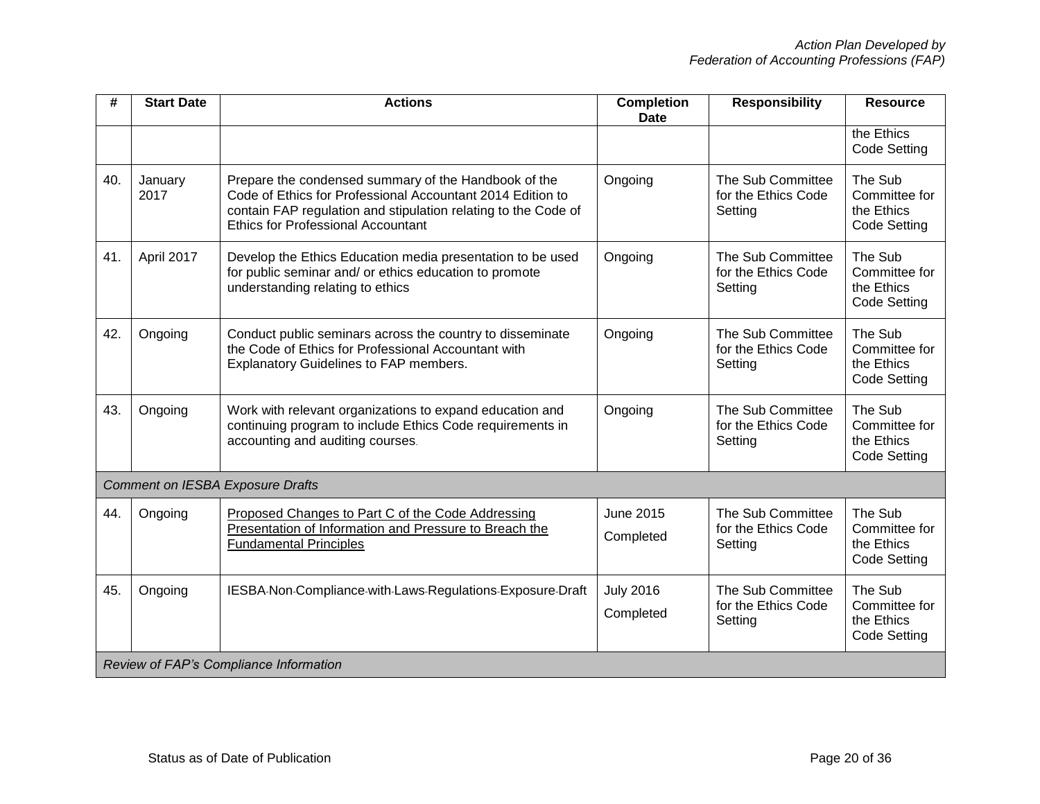| # | Start Date | Actions | Completion Date | Responsibility | Resource |
|---|---|---|---|---|---|
| | | | | | the Ethics Code Setting |
| 40. | January 2017 | Prepare the condensed summary of the Handbook of the Code of Ethics for Professional Accountant 2014 Edition to contain FAP regulation and stipulation relating to the Code of Ethics for Professional Accountant | Ongoing | The Sub Committee for the Ethics Code Setting | The Sub Committee for the Ethics Code Setting |
| 41. | April 2017 | Develop the Ethics Education media presentation to be used for public seminar and/ or ethics education to promote understanding relating to ethics | Ongoing | The Sub Committee for the Ethics Code Setting | The Sub Committee for the Ethics Code Setting |
| 42. | Ongoing | Conduct public seminars across the country to disseminate the Code of Ethics for Professional Accountant with Explanatory Guidelines to FAP members. | Ongoing | The Sub Committee for the Ethics Code Setting | The Sub Committee for the Ethics Code Setting |
| 43. | Ongoing | Work with relevant organizations to expand education and continuing program to include Ethics Code requirements in accounting and auditing courses. | Ongoing | The Sub Committee for the Ethics Code Setting | The Sub Committee for the Ethics Code Setting |
| *Comment on IESBA Exposure Drafts* | | | | | |
| 44. | Ongoing | Proposed Changes to Part C of the Code Addressing Presentation of Information and Pressure to Breach the Fundamental Principles | June 2015 Completed | The Sub Committee for the Ethics Code Setting | The Sub Committee for the Ethics Code Setting |
| 45. | Ongoing | IESBA-Non-Compliance-with-Laws-Regulations-Exposure-Draft | July 2016 Completed | The Sub Committee for the Ethics Code Setting | The Sub Committee for the Ethics Code Setting |
| *Review of FAP's Compliance Information* | | | | | |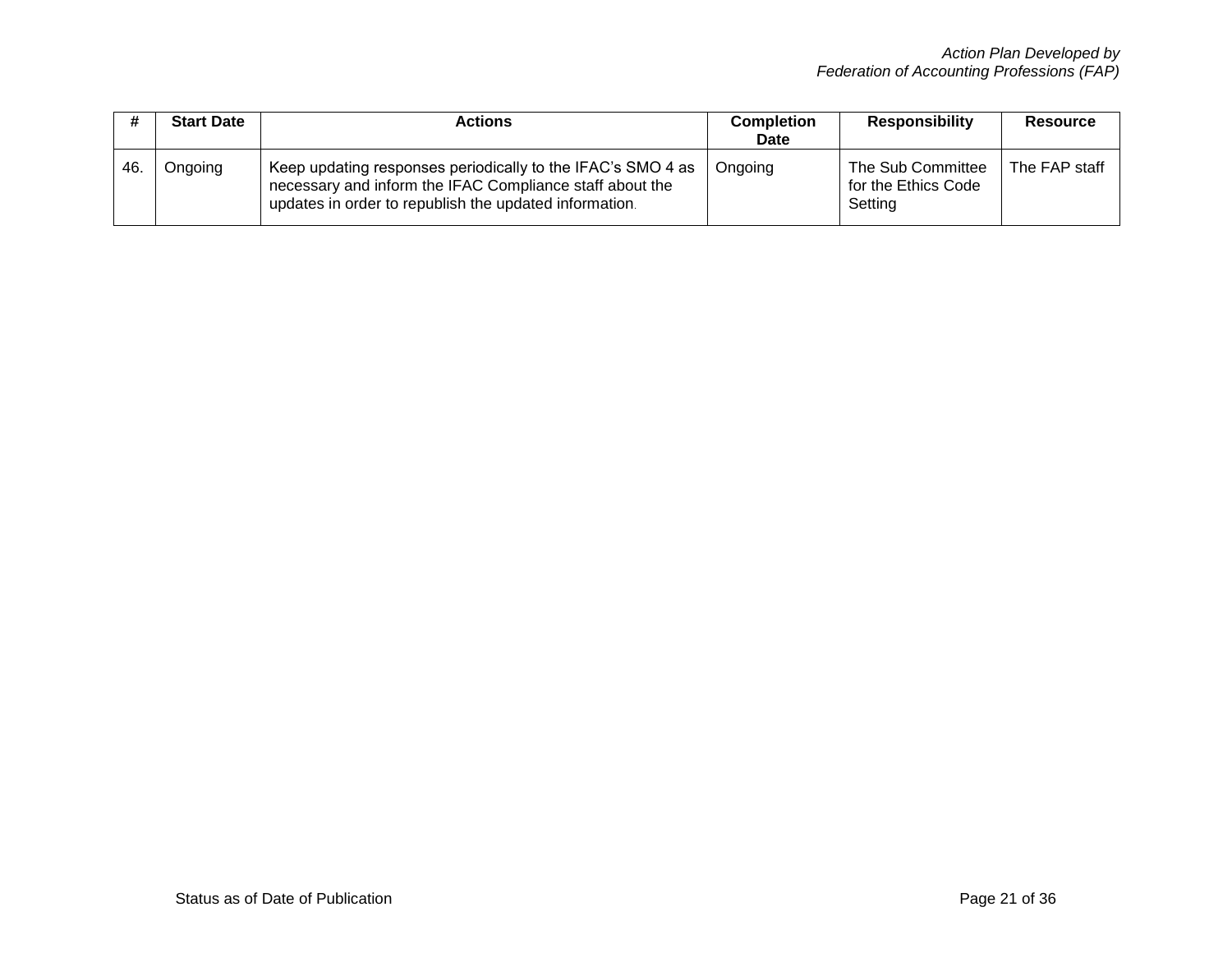| # | Start Date | Actions | Completion Date | Responsibility | Resource |
|---|---|---|---|---|---|
| 46. | Ongoing | Keep updating responses periodically to the IFAC's SMO 4 as necessary and inform the IFAC Compliance staff about the updates in order to republish the updated information. | Ongoing | The Sub Committee for the Ethics Code Setting | The FAP staff |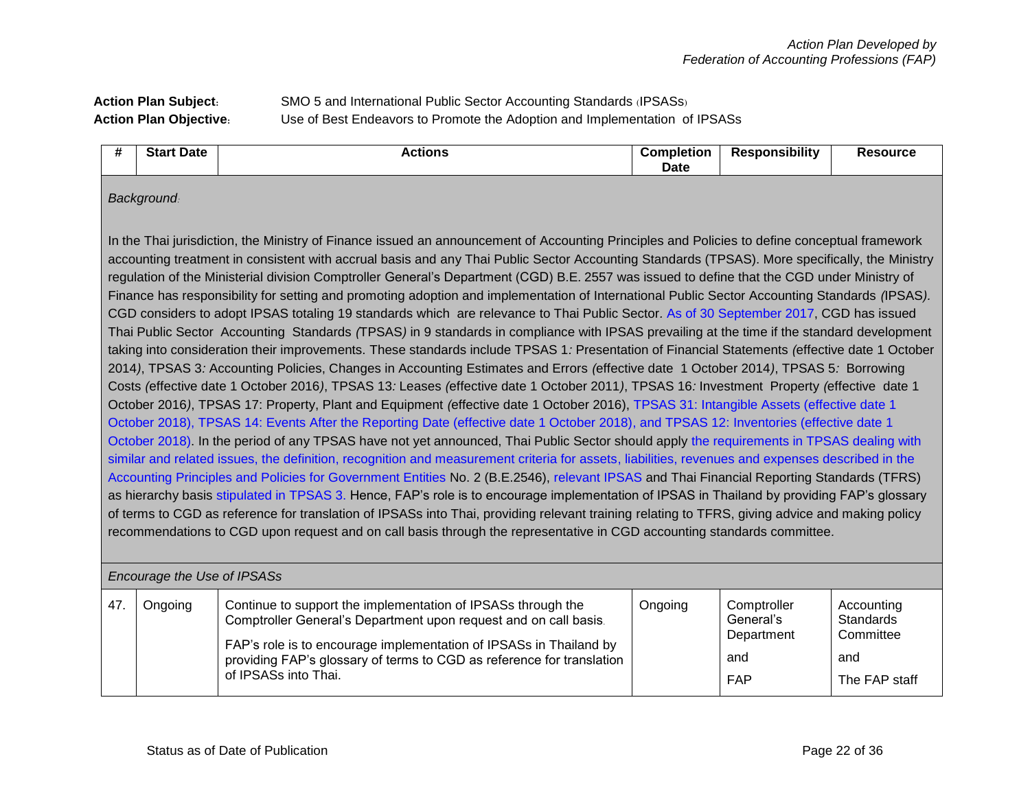*Action Plan Developed by*
*Federation of Accounting Professions (FAP)*

**Action Plan Subject:** SMO 5 and International Public Sector Accounting Standards (IPSASs)
**Action Plan Objective:** Use of Best Endeavors to Promote the Adoption and Implementation of IPSASs

| # | Start Date | Actions | Completion Date | Responsibility | Resource |
|---|---|---|---|---|---|
| *Background:* In the Thai jurisdiction, the Ministry of Finance issued an announcement of Accounting Principles and Policies to define conceptual framework accounting treatment in consistent with accrual basis and any Thai Public Sector Accounting Standards (TPSAS). More specifically, the Ministry regulation of the Ministerial division Comptroller General's Department (CGD) B.E. 2557 was issued to define that the CGD under Ministry of Finance has responsibility for setting and promoting adoption and implementation of International Public Sector Accounting Standards (IPSAS). CGD considers to adopt IPSAS totaling 19 standards which are relevance to Thai Public Sector. As of 30 September 2017, CGD has issued Thai Public Sector Accounting Standards (TPSAS) in 9 standards in compliance with IPSAS prevailing at the time if the standard development taking into consideration their improvements. These standards include TPSAS 1: Presentation of Financial Statements (effective date 1 October 2014), TPSAS 3: Accounting Policies, Changes in Accounting Estimates and Errors (effective date 1 October 2014), TPSAS 5: Borrowing Costs (effective date 1 October 2016), TPSAS 13: Leases (effective date 1 October 2011), TPSAS 16: Investment Property (effective date 1 October 2016), TPSAS 17: Property, Plant and Equipment (effective date 1 October 2016), TPSAS 31: Intangible Assets (effective date 1 October 2018), TPSAS 14: Events After the Reporting Date (effective date 1 October 2018), and TPSAS 12: Inventories (effective date 1 October 2018). In the period of any TPSAS have not yet announced, Thai Public Sector should apply the requirements in TPSAS dealing with similar and related issues, the definition, recognition and measurement criteria for assets, liabilities, revenues and expenses described in the Accounting Principles and Policies for Government Entities No. 2 (B.E.2546), relevant IPSAS and Thai Financial Reporting Standards (TFRS) as hierarchy basis stipulated in TPSAS 3. Hence, FAP's role is to encourage implementation of IPSAS in Thailand by providing FAP's glossary of terms to CGD as reference for translation of IPSASs into Thai, providing relevant training relating to TFRS, giving advice and making policy recommendations to CGD upon request and on call basis through the representative in CGD accounting standards committee. | | | | | |
| *Encourage the Use of IPSASs* | | | | | |
| 47. | Ongoing | Continue to support the implementation of IPSASs through the Comptroller General's Department upon request and on call basis.<br><br>FAP's role is to encourage implementation of IPSASs in Thailand by providing FAP's glossary of terms to CGD as reference for translation of IPSASs into Thai. | Ongoing | Comptroller General's Department<br><br>and<br><br>FAP | Accounting Standards Committee<br><br>and<br><br>The FAP staff |

Status as of Date of Publication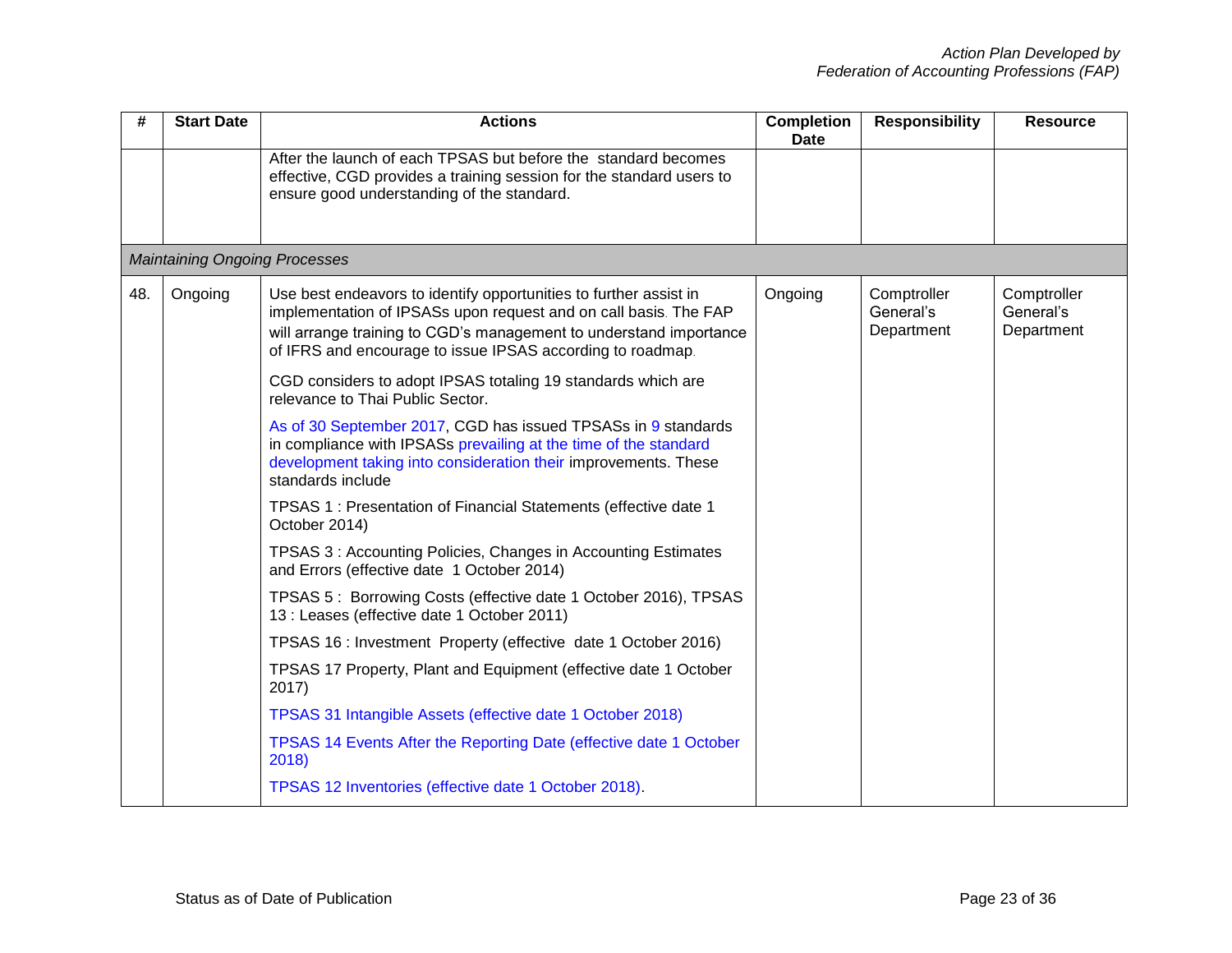| # | Start Date | Actions | Completion Date | Responsibility | Resource |
|---|---|---|---|---|---|
| | | After the launch of each TPSAS but before the standard becomes effective, CGD provides a training session for the standard users to ensure good understanding of the standard. | | | |
| *Maintaining Ongoing Processes* | | | | | |
| 48. | Ongoing | Use best endeavors to identify opportunities to further assist in implementation of IPSASs upon request and on call basis. The FAP will arrange training to CGD's management to understand importance of IFRS and encourage to issue IPSAS according to roadmap.<br><br>CGD considers to adopt IPSAS totaling 19 standards which are relevance to Thai Public Sector.<br><br>As of 30 September 2017, CGD has issued TPSASs in 9 standards in compliance with IPSASs prevailing at the time of the standard development taking into consideration their improvements. These standards include<br><br>TPSAS 1 : Presentation of Financial Statements (effective date 1 October 2014)<br><br>TPSAS 3 : Accounting Policies, Changes in Accounting Estimates and Errors (effective date 1 October 2014)<br><br>TPSAS 5 : Borrowing Costs (effective date 1 October 2016), TPSAS 13 : Leases (effective date 1 October 2011)<br><br>TPSAS 16 : Investment Property (effective date 1 October 2016)<br><br>TPSAS 17 Property, Plant and Equipment (effective date 1 October 2017)<br><br>TPSAS 31 Intangible Assets (effective date 1 October 2018)<br><br>TPSAS 14 Events After the Reporting Date (effective date 1 October 2018)<br><br>TPSAS 12 Inventories (effective date 1 October 2018). | Ongoing | Comptroller General's Department | Comptroller General's Department |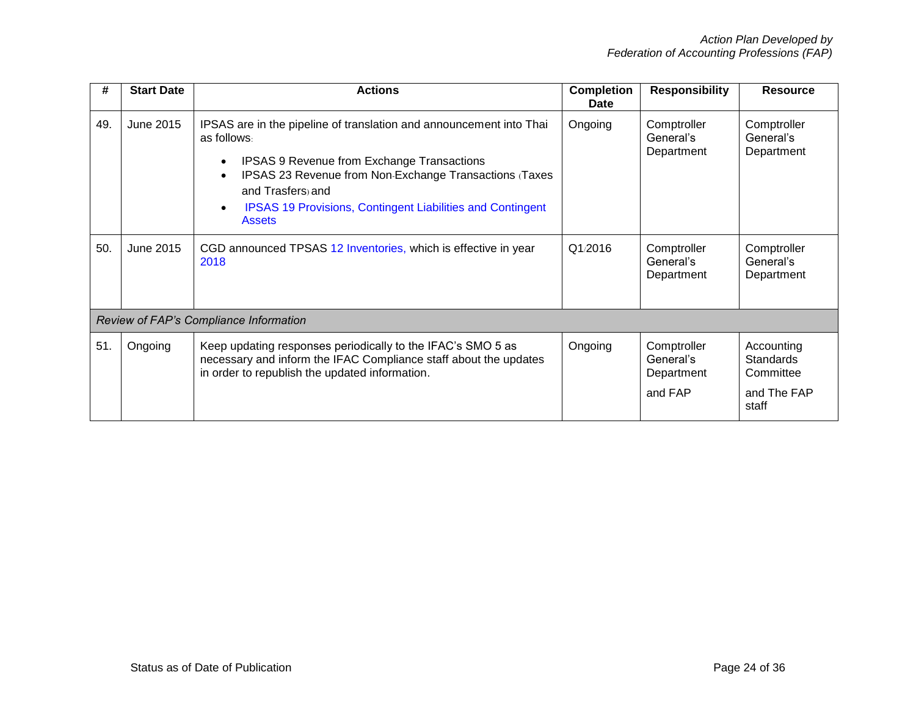| # | Start Date | Actions | Completion Date | Responsibility | Resource |
|---|---|---|---|---|---|
| 49. | June 2015 | IPSAS are in the pipeline of translation and announcement into Thai as follows: <br>• IPSAS 9 Revenue from Exchange Transactions <br>• IPSAS 23 Revenue from Non-Exchange Transactions (Taxes and Trasfers) and <br>• IPSAS 19 Provisions, Contingent Liabilities and Contingent Assets | Ongoing | Comptroller General's Department | Comptroller General's Department |
| 50. | June 2015 | CGD announced TPSAS 12 Inventories, which is effective in year 2018 | Q1/2016 | Comptroller General's Department | Comptroller General's Department |
| *Review of FAP's Compliance Information* | | | | | |
| 51. | Ongoing | Keep updating responses periodically to the IFAC's SMO 5 as necessary and inform the IFAC Compliance staff about the updates in order to republish the updated information. | Ongoing | Comptroller General's Department and FAP | Accounting Standards Committee and The FAP staff |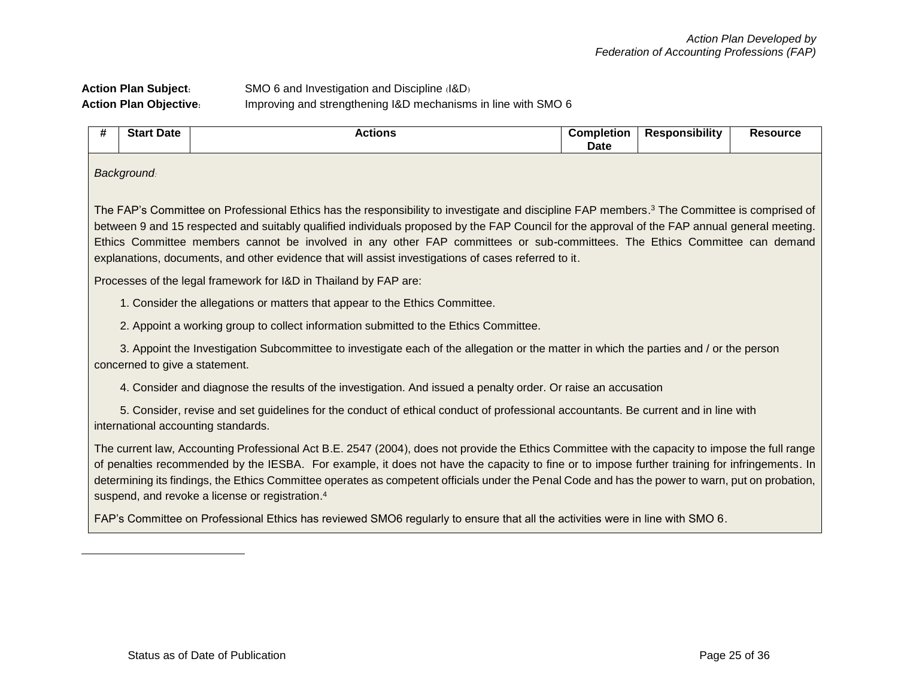**Action Plan Subject**: SMO 6 and Investigation and Discipline (I&D)
**Action Plan Objective**: Improving and strengthening I&D mechanisms in line with SMO 6

| # | Start Date | Actions | Completion Date | Responsibility | Resource |
|---|---|---|---|---|---|

*Background*:

The FAP's Committee on Professional Ethics has the responsibility to investigate and discipline FAP members.[3] The Committee is comprised of between 9 and 15 respected and suitably qualified individuals proposed by the FAP Council for the approval of the FAP annual general meeting. Ethics Committee members cannot be involved in any other FAP committees or sub-committees. The Ethics Committee can demand explanations, documents, and other evidence that will assist investigations of cases referred to it.

Processes of the legal framework for I&D in Thailand by FAP are:

1. Consider the allegations or matters that appear to the Ethics Committee.
2. Appoint a working group to collect information submitted to the Ethics Committee.
3. Appoint the Investigation Subcommittee to investigate each of the allegation or the matter in which the parties and / or the person concerned to give a statement.
4. Consider and diagnose the results of the investigation. And issued a penalty order. Or raise an accusation
5. Consider, revise and set guidelines for the conduct of ethical conduct of professional accountants. Be current and in line with international accounting standards.

The current law, Accounting Professional Act B.E. 2547 (2004), does not provide the Ethics Committee with the capacity to impose the full range of penalties recommended by the IESBA. For example, it does not have the capacity to fine or to impose further training for infringements. In determining its findings, the Ethics Committee operates as competent officials under the Penal Code and has the power to warn, put on probation, suspend, and revoke a license or registration.[4]

FAP's Committee on Professional Ethics has reviewed SMO6 regularly to ensure that all the activities were in line with SMO 6.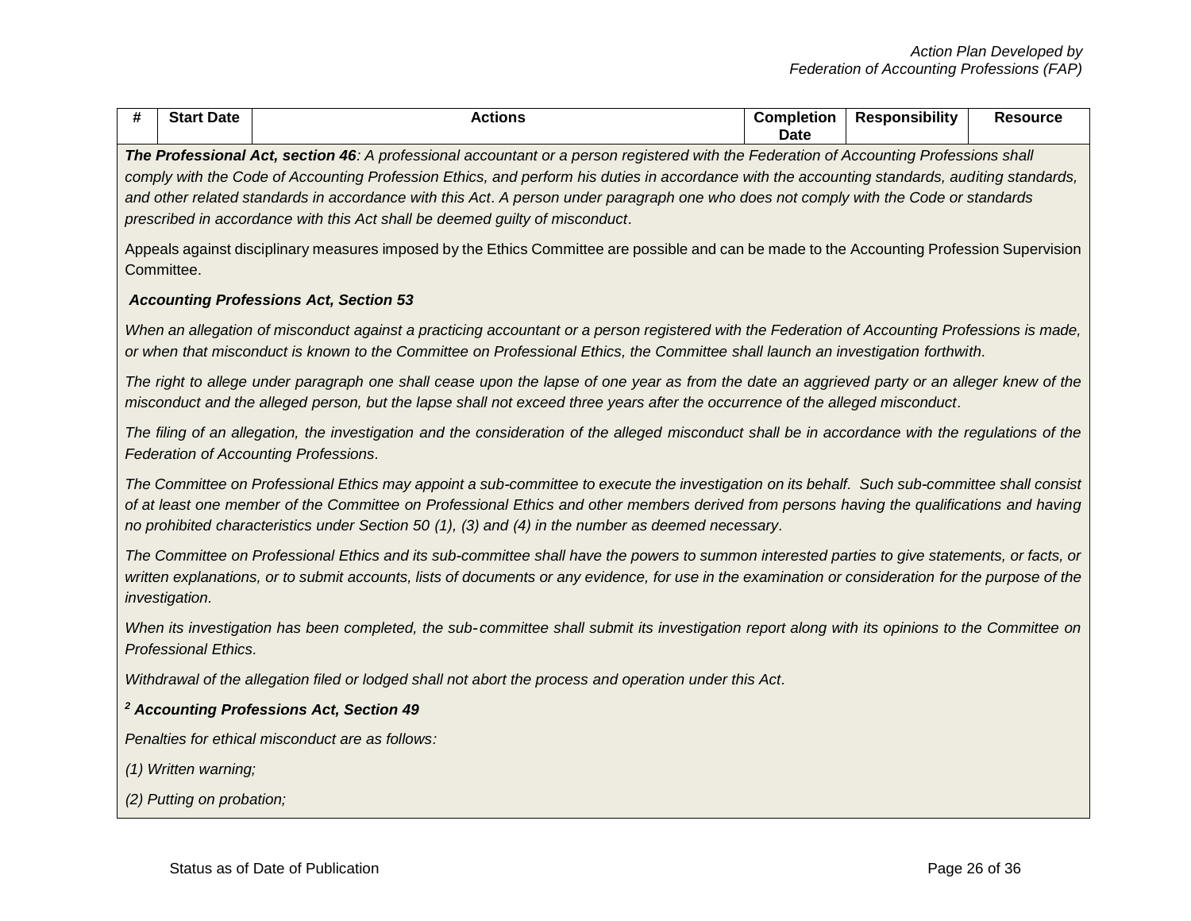| # | Start Date | Actions | Completion Date | Responsibility | Resource |
|---|---|---|---|---|---|

***The Professional Act, section 46**: A professional accountant or a person registered with the Federation of Accounting Professions shall comply with the Code of Accounting Profession Ethics, and perform his duties in accordance with the accounting standards, auditing standards, and other related standards in accordance with this Act. A person under paragraph one who does not comply with the Code or standards prescribed in accordance with this Act shall be deemed guilty of misconduct.*

Appeals against disciplinary measures imposed by the Ethics Committee are possible and can be made to the Accounting Profession Supervision Committee.

***Accounting Professions Act, Section 53***

*When an allegation of misconduct against a practicing accountant or a person registered with the Federation of Accounting Professions is made, or when that misconduct is known to the Committee on Professional Ethics, the Committee shall launch an investigation forthwith.*

*The right to allege under paragraph one shall cease upon the lapse of one year as from the date an aggrieved party or an alleger knew of the misconduct and the alleged person, but the lapse shall not exceed three years after the occurrence of the alleged misconduct.*

*The filing of an allegation, the investigation and the consideration of the alleged misconduct shall be in accordance with the regulations of the Federation of Accounting Professions.*

*The Committee on Professional Ethics may appoint a sub-committee to execute the investigation on its behalf. Such sub-committee shall consist of at least one member of the Committee on Professional Ethics and other members derived from persons having the qualifications and having no prohibited characteristics under Section 50 (1), (3) and (4) in the number as deemed necessary.*

*The Committee on Professional Ethics and its sub-committee shall have the powers to summon interested parties to give statements, or facts, or written explanations, or to submit accounts, lists of documents or any evidence, for use in the examination or consideration for the purpose of the investigation.*

*When its investigation has been completed, the sub-committee shall submit its investigation report along with its opinions to the Committee on Professional Ethics.*

*Withdrawal of the allegation filed or lodged shall not abort the process and operation under this Act.*

***[2] Accounting Professions Act, Section 49***

*Penalties for ethical misconduct are as follows:*

*(1) Written warning;*

*(2) Putting on probation;*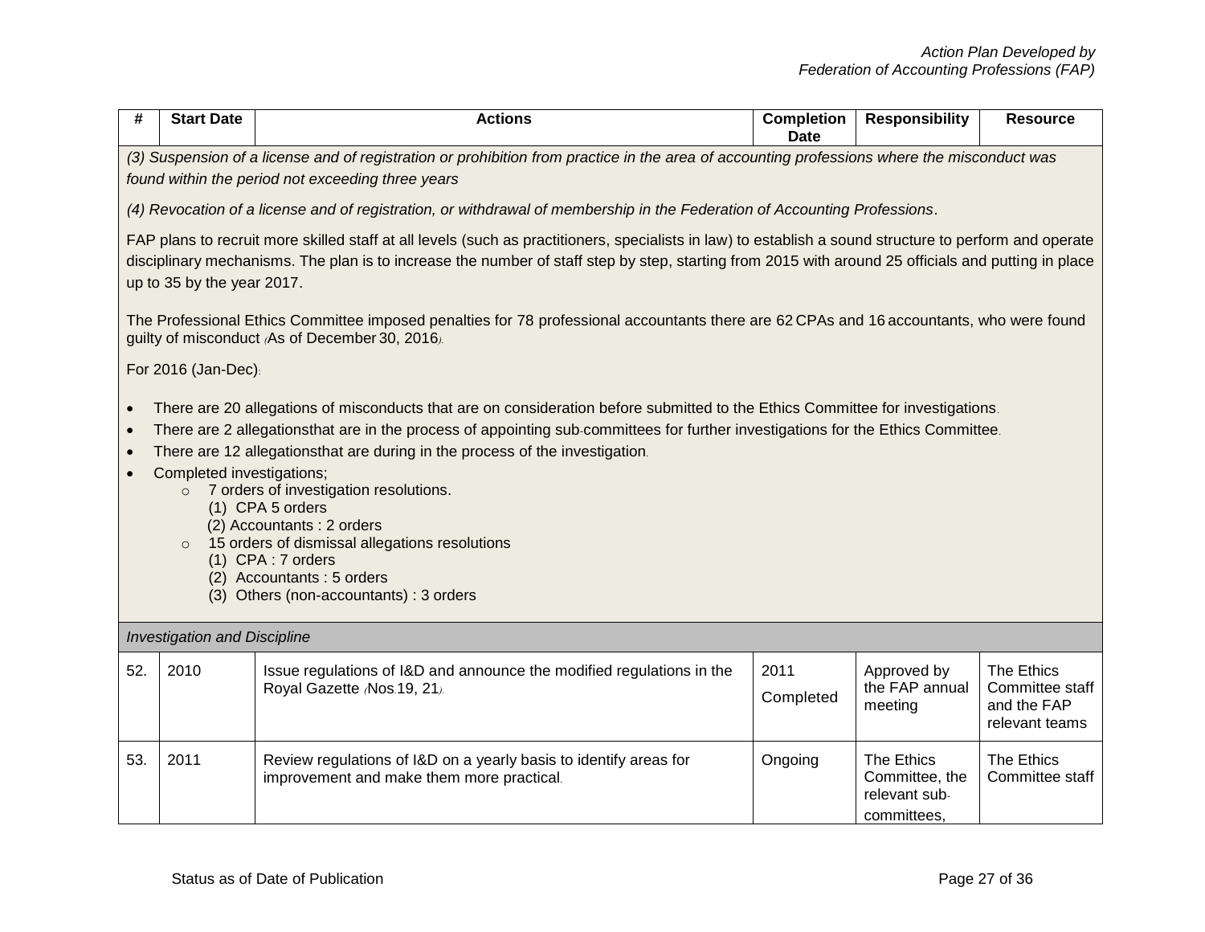| # | Start Date | Actions | Completion Date | Responsibility | Resource |
|---|---|---|---|---|---|
| *(3) Suspension of a license and of registration or prohibition from practice in the area of accounting professions where the misconduct was found within the period not exceeding three years*<br><br>*(4) Revocation of a license and of registration, or withdrawal of membership in the Federation of Accounting Professions*.<br><br>FAP plans to recruit more skilled staff at all levels (such as practitioners, specialists in law) to establish a sound structure to perform and operate disciplinary mechanisms. The plan is to increase the number of staff step by step, starting from 2015 with around 25 officials and putting in place up to 35 by the year 2017.<br><br>The Professional Ethics Committee imposed penalties for 78 professional accountants there are 62 CPAs and 16 accountants, who were found guilty of misconduct (As of December 30, 2016).<br><br>For 2016 (Jan-Dec):<br><br>• There are 20 allegations of misconducts that are on consideration before submitted to the Ethics Committee for investigations.<br>• There are 2 allegationsthat are in the process of appointing sub-committees for further investigations for the Ethics Committee.<br>• There are 12 allegationsthat are during in the process of the investigation.<br>• Completed investigations;<br>&nbsp;&nbsp;&nbsp;&nbsp;○ 7 orders of investigation resolutions.<br>&nbsp;&nbsp;&nbsp;&nbsp;&nbsp;&nbsp;&nbsp;&nbsp;(1) CPA 5 orders<br>&nbsp;&nbsp;&nbsp;&nbsp;&nbsp;&nbsp;&nbsp;&nbsp;(2) Accountants : 2 orders<br>&nbsp;&nbsp;&nbsp;&nbsp;○ 15 orders of dismissal allegations resolutions<br>&nbsp;&nbsp;&nbsp;&nbsp;&nbsp;&nbsp;&nbsp;&nbsp;(1) CPA : 7 orders<br>&nbsp;&nbsp;&nbsp;&nbsp;&nbsp;&nbsp;&nbsp;&nbsp;(2) Accountants : 5 orders<br>&nbsp;&nbsp;&nbsp;&nbsp;&nbsp;&nbsp;&nbsp;&nbsp;(3) Others (non-accountants) : 3 orders | | | | | |
| *Investigation and Discipline* | | | | | |
| 52. | 2010 | Issue regulations of I&D and announce the modified regulations in the Royal Gazette (Nos.19, 21). | 2011<br>Completed | Approved by the FAP annual meeting | The Ethics Committee staff and the FAP relevant teams |
| 53. | 2011 | Review regulations of I&D on a yearly basis to identify areas for improvement and make them more practical. | Ongoing | The Ethics Committee, the relevant sub-committees, | The Ethics Committee staff |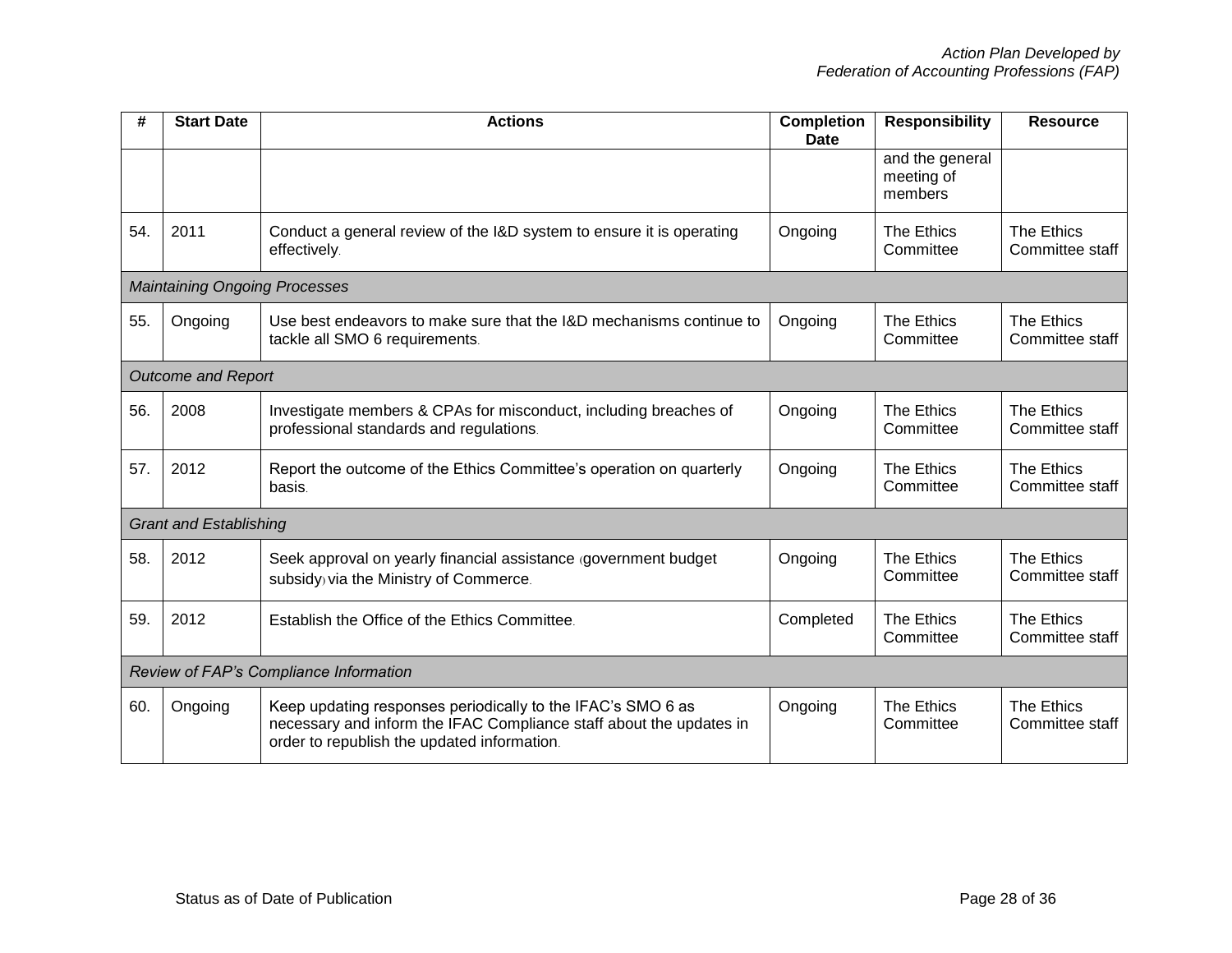| # | Start Date | Actions | Completion Date | Responsibility | Resource |
|---|---|---|---|---|---|
| | | | | and the general meeting of members | |
| 54. | 2011 | Conduct a general review of the I&D system to ensure it is operating effectively. | Ongoing | The Ethics Committee | The Ethics Committee staff |
| *Maintaining Ongoing Processes* | | | | | |
| 55. | Ongoing | Use best endeavors to make sure that the I&D mechanisms continue to tackle all SMO 6 requirements. | Ongoing | The Ethics Committee | The Ethics Committee staff |
| *Outcome and Report* | | | | | |
| 56. | 2008 | Investigate members & CPAs for misconduct, including breaches of professional standards and regulations. | Ongoing | The Ethics Committee | The Ethics Committee staff |
| 57. | 2012 | Report the outcome of the Ethics Committee's operation on quarterly basis. | Ongoing | The Ethics Committee | The Ethics Committee staff |
| *Grant and Establishing* | | | | | |
| 58. | 2012 | Seek approval on yearly financial assistance (government budget subsidy) via the Ministry of Commerce. | Ongoing | The Ethics Committee | The Ethics Committee staff |
| 59. | 2012 | Establish the Office of the Ethics Committee. | Completed | The Ethics Committee | The Ethics Committee staff |
| *Review of FAP's Compliance Information* | | | | | |
| 60. | Ongoing | Keep updating responses periodically to the IFAC's SMO 6 as necessary and inform the IFAC Compliance staff about the updates in order to republish the updated information. | Ongoing | The Ethics Committee | The Ethics Committee staff |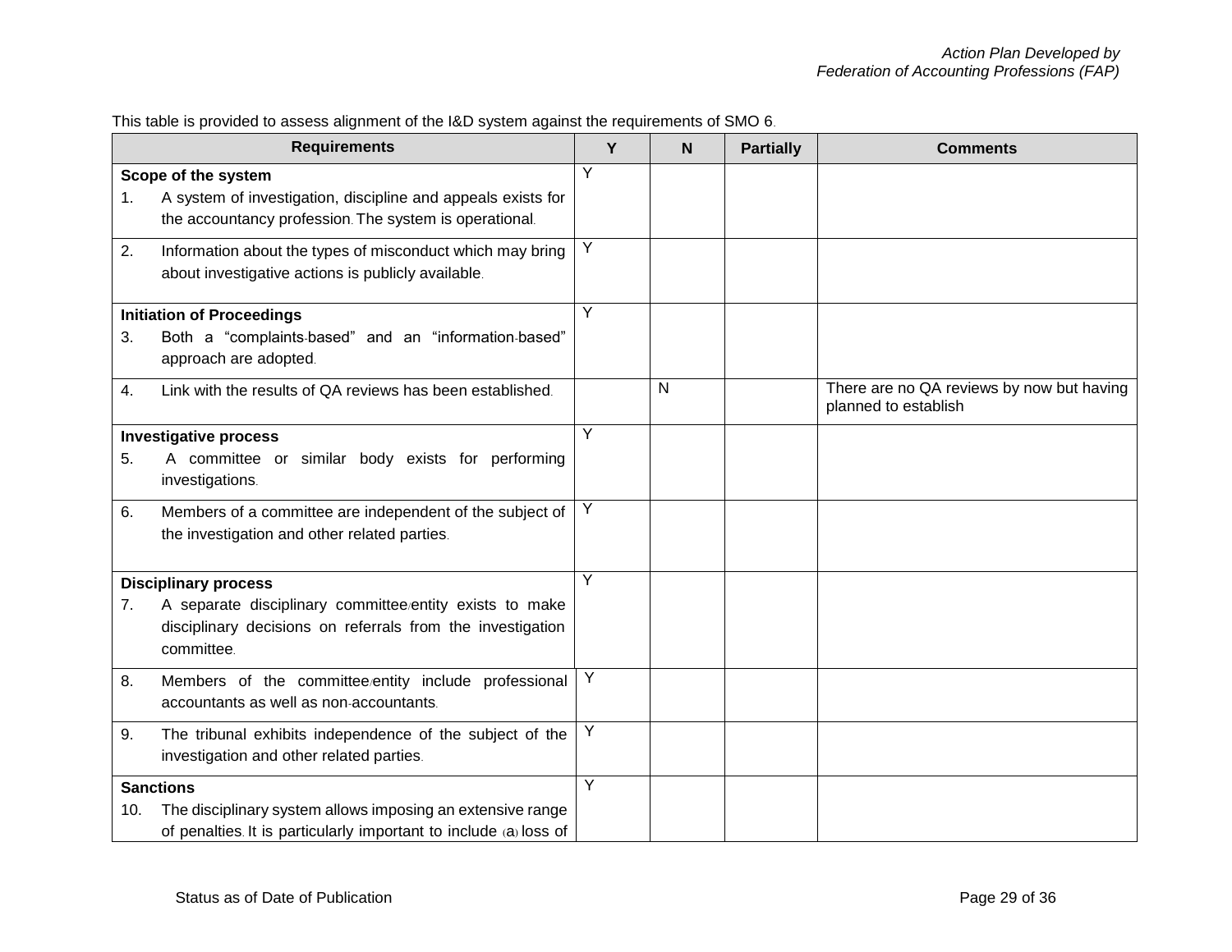*Action Plan Developed by*
*Federation of Accounting Professions (FAP)*

This table is provided to assess alignment of the I&D system against the requirements of SMO 6.

| Requirements | Y | N | Partially | Comments |
|---|---|---|---|---|
| **Scope of the system**<br>1. A system of investigation, discipline and appeals exists for the accountancy profession. The system is operational. | Y | | | |
| 2. Information about the types of misconduct which may bring about investigative actions is publicly available. | Y | | | |
| **Initiation of Proceedings**<br>3. Both a “complaints-based” and an “information-based” approach are adopted. | Y | | | |
| 4. Link with the results of QA reviews has been established. | | N | | There are no QA reviews by now but having planned to establish |
| **Investigative process**<br>5. A committee or similar body exists for performing investigations. | Y | | | |
| 6. Members of a committee are independent of the subject of the investigation and other related parties. | Y | | | |
| **Disciplinary process**<br>7. A separate disciplinary committee/entity exists to make disciplinary decisions on referrals from the investigation committee. | Y | | | |
| 8. Members of the committee/entity include professional accountants as well as non-accountants. | Y | | | |
| 9. The tribunal exhibits independence of the subject of the investigation and other related parties. | Y | | | |
| **Sanctions**<br>10. The disciplinary system allows imposing an extensive range of penalties. It is particularly important to include (a) loss of | Y | | | |

Status as of Date of Publication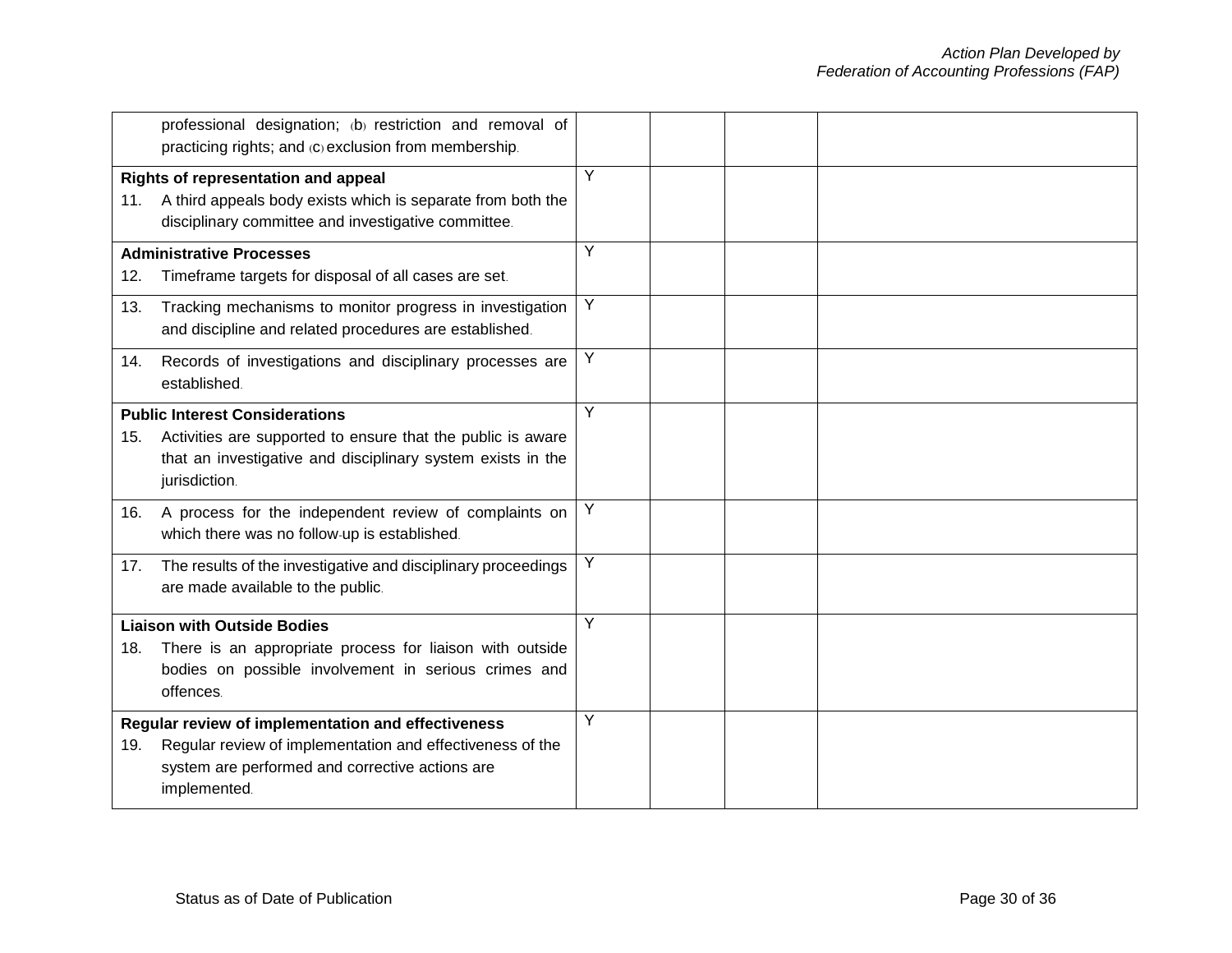| | | | | |
|---|---|---|---|---|
| professional designation; (b) restriction and removal of practicing rights; and (c) exclusion from membership. | | | | |
| **Rights of representation and appeal**<br>11. A third appeals body exists which is separate from both the disciplinary committee and investigative committee. | Y | | | |
| **Administrative Processes**<br>12. Timeframe targets for disposal of all cases are set. | Y | | | |
| 13. Tracking mechanisms to monitor progress in investigation and discipline and related procedures are established. | Y | | | |
| 14. Records of investigations and disciplinary processes are established. | Y | | | |
| **Public Interest Considerations**<br>15. Activities are supported to ensure that the public is aware that an investigative and disciplinary system exists in the jurisdiction. | Y | | | |
| 16. A process for the independent review of complaints on which there was no follow-up is established. | Y | | | |
| 17. The results of the investigative and disciplinary proceedings are made available to the public. | Y | | | |
| **Liaison with Outside Bodies**<br>18. There is an appropriate process for liaison with outside bodies on possible involvement in serious crimes and offences. | Y | | | |
| **Regular review of implementation and effectiveness**<br>19. Regular review of implementation and effectiveness of the system are performed and corrective actions are implemented. | Y | | | |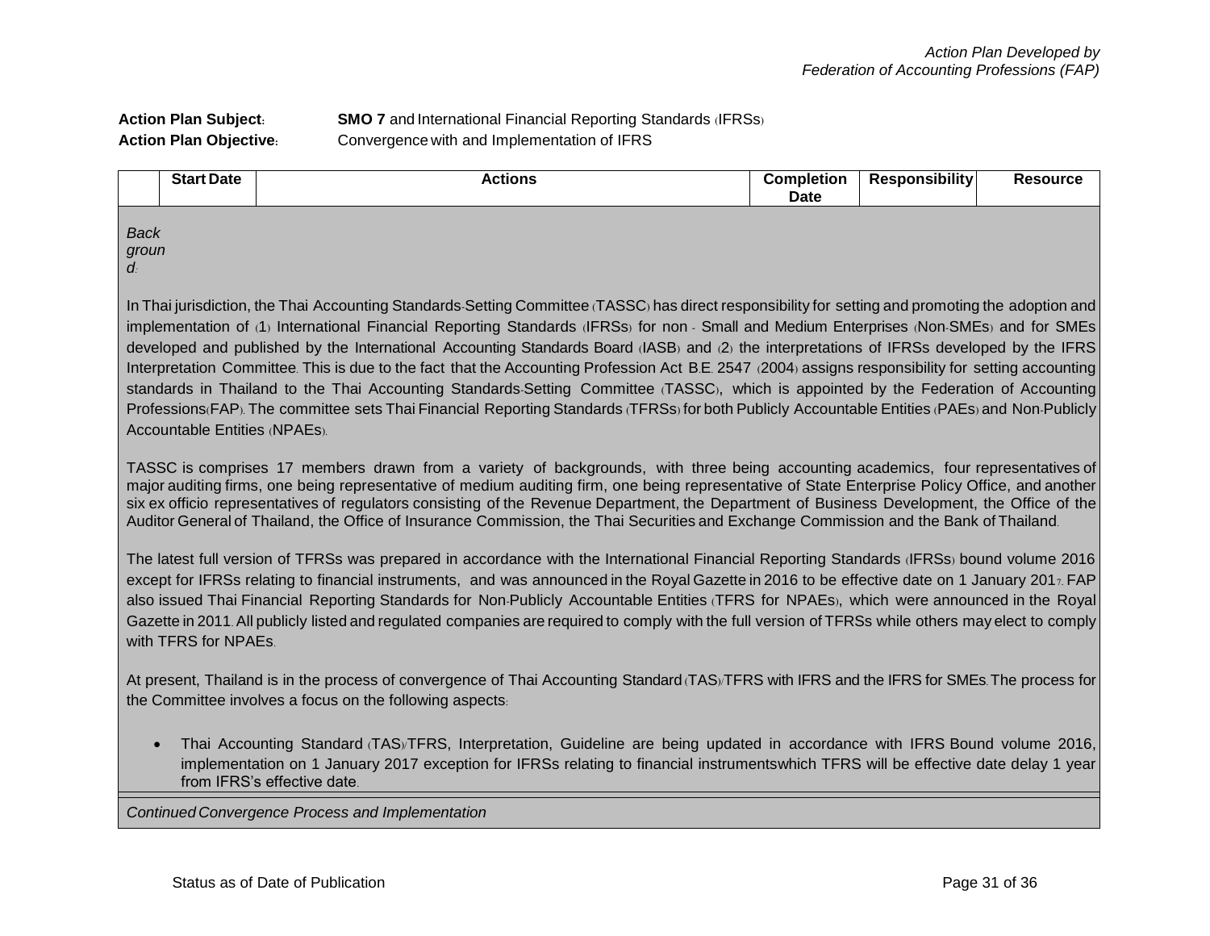Action Plan Developed by
Federation of Accounting Professions (FAP)

**Action Plan Subject:** **SMO 7** and International Financial Reporting Standards (IFRSs)

**Action Plan Objective:** Convergence with and Implementation of IFRS

| | Start Date | Actions | Completion Date | Responsibility | Resource |
|---|---|---|---|---|---|

*Background:*

In Thai jurisdiction, the Thai Accounting Standards-Setting Committee (TASSC) has direct responsibility for setting and promoting the adoption and implementation of (1) International Financial Reporting Standards (IFRSs) for non - Small and Medium Enterprises (Non-SMEs) and for SMEs developed and published by the International Accounting Standards Board (IASB) and (2) the interpretations of IFRSs developed by the IFRS Interpretation Committee. This is due to the fact that the Accounting Profession Act B.E. 2547 (2004) assigns responsibility for setting accounting standards in Thailand to the Thai Accounting Standards-Setting Committee (TASSC), which is appointed by the Federation of Accounting Professions(FAP). The committee sets Thai Financial Reporting Standards (TFRSs) for both Publicly Accountable Entities (PAEs) and Non-Publicly Accountable Entities (NPAEs).

TASSC is comprises 17 members drawn from a variety of backgrounds, with three being accounting academics, four representatives of major auditing firms, one being representative of medium auditing firm, one being representative of State Enterprise Policy Office, and another six ex officio representatives of regulators consisting of the Revenue Department, the Department of Business Development, the Office of the Auditor General of Thailand, the Office of Insurance Commission, the Thai Securities and Exchange Commission and the Bank of Thailand.

The latest full version of TFRSs was prepared in accordance with the International Financial Reporting Standards (IFRSs) bound volume 2016 except for IFRSs relating to financial instruments, and was announced in the Royal Gazette in 2016 to be effective date on 1 January 2017. FAP also issued Thai Financial Reporting Standards for Non-Publicly Accountable Entities (TFRS for NPAEs), which were announced in the Royal Gazette in 2011. All publicly listed and regulated companies are required to comply with the full version of TFRSs while others may elect to comply with TFRS for NPAEs.

At present, Thailand is in the process of convergence of Thai Accounting Standard (TAS)/TFRS with IFRS and the IFRS for SMEs. The process for the Committee involves a focus on the following aspects:

- Thai Accounting Standard (TAS)/TFRS, Interpretation, Guideline are being updated in accordance with IFRS Bound volume 2016, implementation on 1 January 2017 exception for IFRSs relating to financial instrumentswhich TFRS will be effective date delay 1 year from IFRS's effective date.

*Continued Convergence Process and Implementation*

Status as of Date of Publication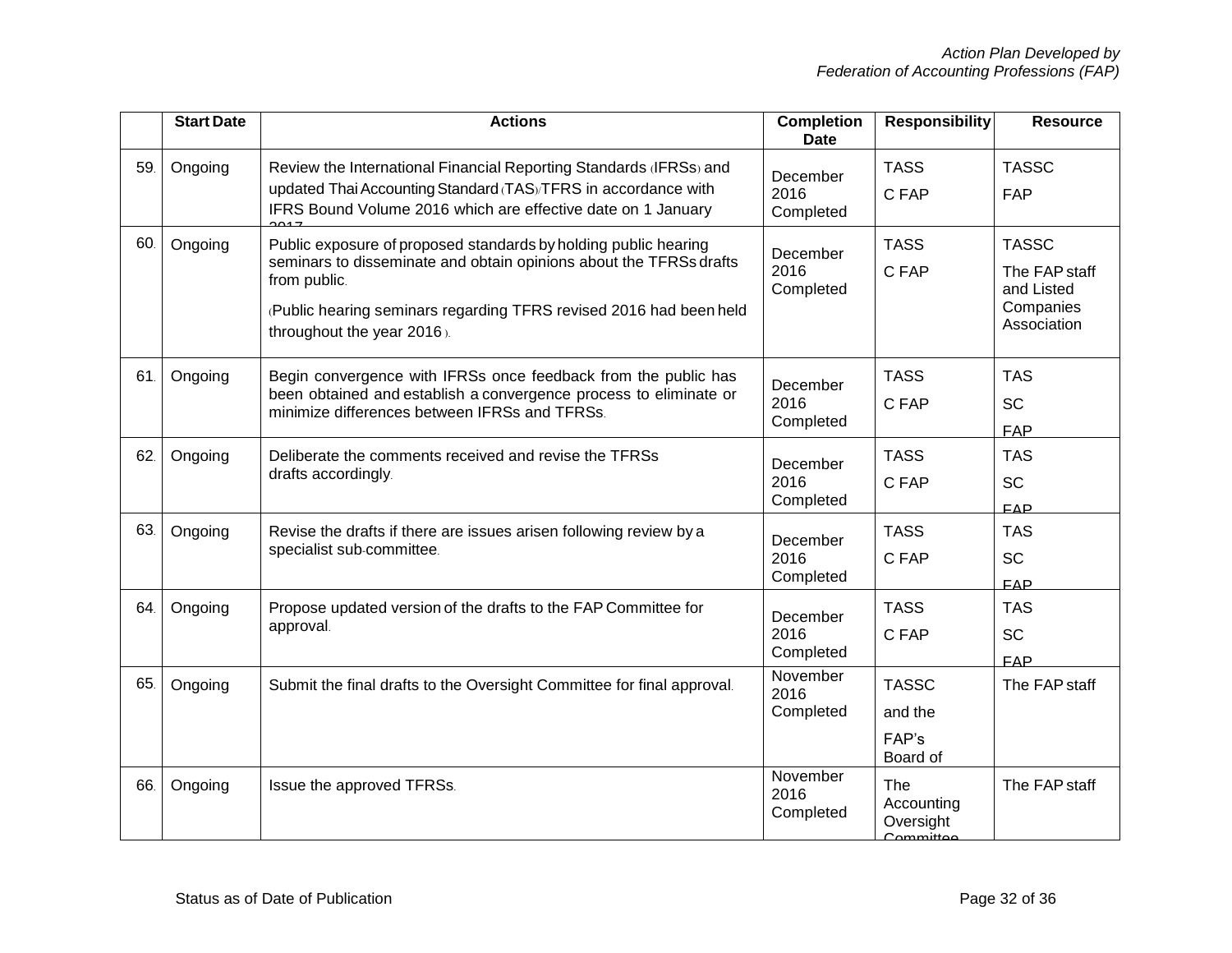| | Start Date | Actions | Completion Date | Responsibility | Resource |
|---|---|---|---|---|---|
| 59. | Ongoing | Review the International Financial Reporting Standards (IFRSs) and updated Thai Accounting Standard (TAS)/TFRS in accordance with IFRS Bound Volume 2016 which are effective date on 1 January 2017 | December 2016 Completed | TASSC FAP | TASSC FAP |
| 60. | Ongoing | Public exposure of proposed standards by holding public hearing seminars to disseminate and obtain opinions about the TFRSs drafts from public. (Public hearing seminars regarding TFRS revised 2016 had been held throughout the year 2016 ). | December 2016 Completed | TASSC FAP | TASSC The FAP staff and Listed Companies Association |
| 61. | Ongoing | Begin convergence with IFRSs once feedback from the public has been obtained and establish a convergence process to eliminate or minimize differences between IFRSs and TFRSs. | December 2016 Completed | TASSC FAP | TASSC FAP |
| 62. | Ongoing | Deliberate the comments received and revise the TFRSs drafts accordingly. | December 2016 Completed | TASSC FAP | TASSC FAP |
| 63. | Ongoing | Revise the drafts if there are issues arisen following review by a specialist sub-committee. | December 2016 Completed | TASSC FAP | TASSC FAP |
| 64. | Ongoing | Propose updated version of the drafts to the FAP Committee for approval. | December 2016 Completed | TASSC FAP | TASSC FAP |
| 65. | Ongoing | Submit the final drafts to the Oversight Committee for final approval. | November 2016 Completed | TASSC and the FAP's Board of | The FAP staff |
| 66. | Ongoing | Issue the approved TFRSs. | November 2016 Completed | The Accounting Oversight Committee | The FAP staff |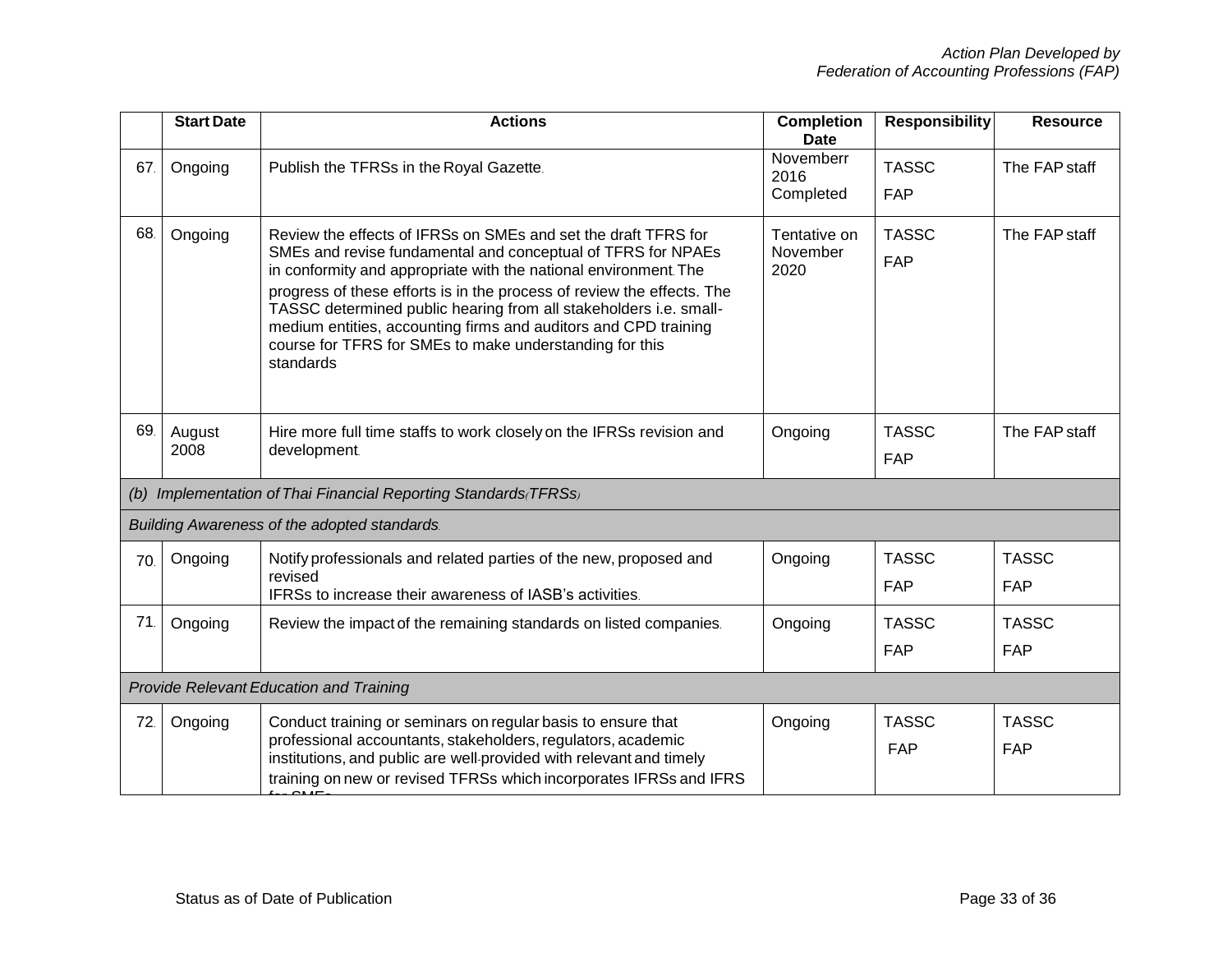|  | Start Date | Actions | Completion Date | Responsibility | Resource |
|---|---|---|---|---|---|
| 67. | Ongoing | Publish the TFRSs in the Royal Gazette. | Novemberr 2016 Completed | TASSC FAP | The FAP staff |
| 68. | Ongoing | Review the effects of IFRSs on SMEs and set the draft TFRS for SMEs and revise fundamental and conceptual of TFRS for NPAEs in conformity and appropriate with the national environment. The progress of these efforts is in the process of review the effects. The TASSC determined public hearing from all stakeholders i.e. small-medium entities, accounting firms and auditors and CPD training course for TFRS for SMEs to make understanding for this standards | Tentative on November 2020 | TASSC FAP | The FAP staff |
| 69. | August 2008 | Hire more full time staffs to work closely on the IFRSs revision and development. | Ongoing | TASSC FAP | The FAP staff |
| *(b) Implementation of Thai Financial Reporting Standards (TFRSs)* | | | | | |
| *Building Awareness of the adopted standards.* | | | | | |
| 70. | Ongoing | Notify professionals and related parties of the new, proposed and revised IFRSs to increase their awareness of IASB's activities. | Ongoing | TASSC FAP | TASSC FAP |
| 71. | Ongoing | Review the impact of the remaining standards on listed companies. | Ongoing | TASSC FAP | TASSC FAP |
| *Provide Relevant Education and Training* | | | | | |
| 72. | Ongoing | Conduct training or seminars on regular basis to ensure that professional accountants, stakeholders, regulators, academic institutions, and public are well-provided with relevant and timely training on new or revised TFRSs which incorporates IFRSs and IFRS for SMEs | Ongoing | TASSC FAP | TASSC FAP |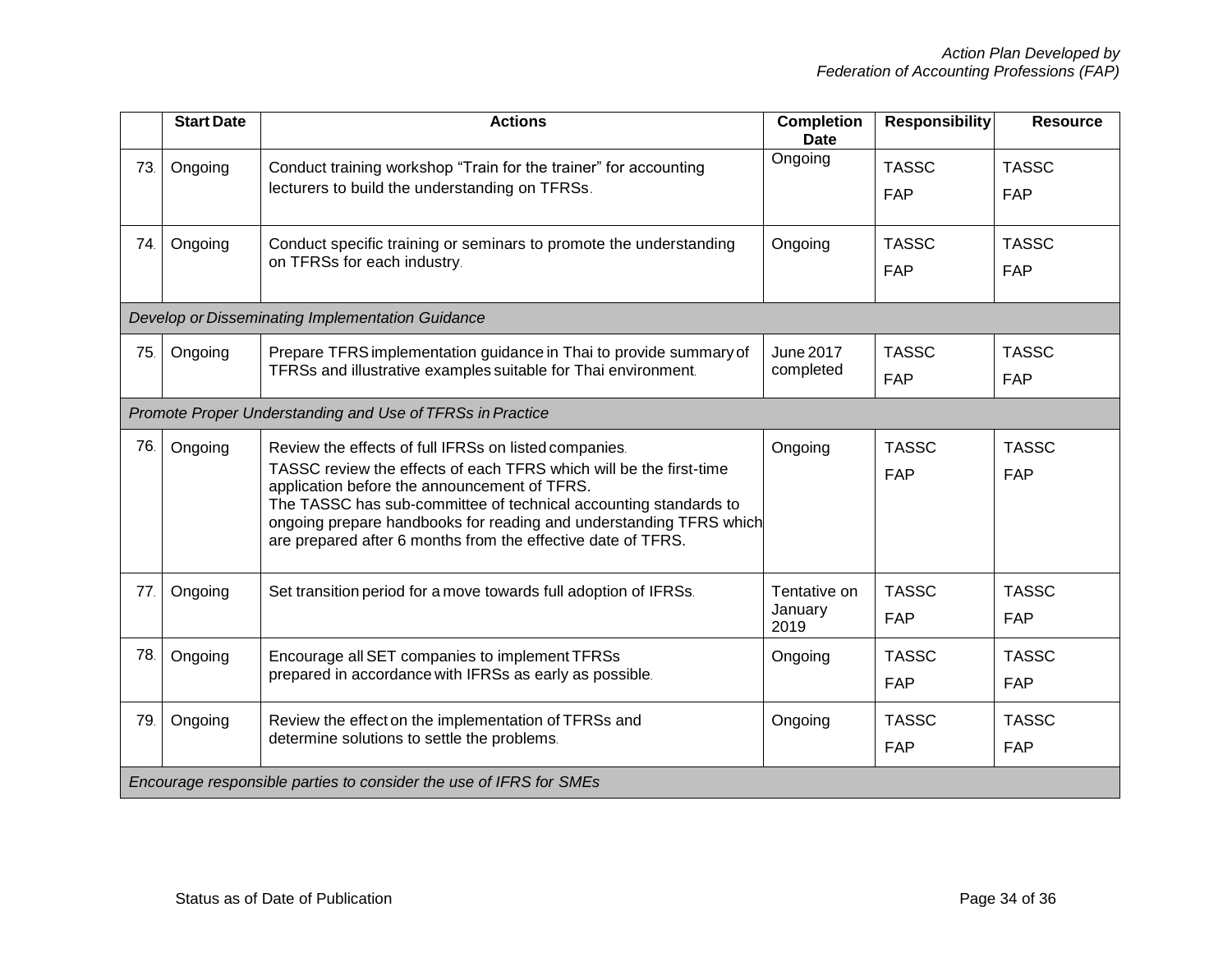| | Start Date | Actions | Completion Date | Responsibility | Resource |
|---|---|---|---|---|---|
| 73. | Ongoing | Conduct training workshop "Train for the trainer" for accounting lecturers to build the understanding on TFRSs. | Ongoing | TASSC<br>FAP | TASSC<br>FAP |
| 74. | Ongoing | Conduct specific training or seminars to promote the understanding on TFRSs for each industry. | Ongoing | TASSC<br>FAP | TASSC<br>FAP |
| *Develop or Disseminating Implementation Guidance* | | | | | |
| 75. | Ongoing | Prepare TFRS implementation guidance in Thai to provide summary of TFRSs and illustrative examples suitable for Thai environment. | June 2017 completed | TASSC<br>FAP | TASSC<br>FAP |
| *Promote Proper Understanding and Use of TFRSs in Practice* | | | | | |
| 76. | Ongoing | Review the effects of full IFRSs on listed companies.<br>TASSC review the effects of each TFRS which will be the first-time application before the announcement of TFRS.<br>The TASSC has sub-committee of technical accounting standards to ongoing prepare handbooks for reading and understanding TFRS which are prepared after 6 months from the effective date of TFRS. | Ongoing | TASSC<br>FAP | TASSC<br>FAP |
| 77. | Ongoing | Set transition period for a move towards full adoption of IFRSs. | Tentative on January 2019 | TASSC<br>FAP | TASSC<br>FAP |
| 78. | Ongoing | Encourage all SET companies to implement TFRSs prepared in accordance with IFRSs as early as possible. | Ongoing | TASSC<br>FAP | TASSC<br>FAP |
| 79. | Ongoing | Review the effect on the implementation of TFRSs and determine solutions to settle the problems. | Ongoing | TASSC<br>FAP | TASSC<br>FAP |
| *Encourage responsible parties to consider the use of IFRS for SMEs* | | | | | |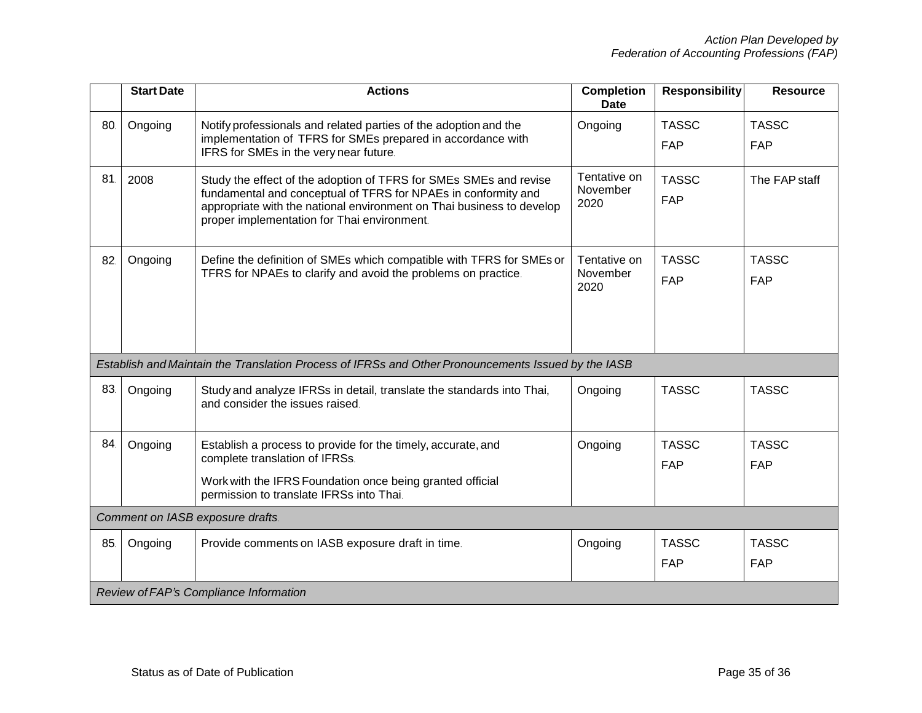|  | Start Date | Actions | Completion Date | Responsibility | Resource |
|---|---|---|---|---|---|
| 80. | Ongoing | Notify professionals and related parties of the adoption and the implementation of TFRS for SMEs prepared in accordance with IFRS for SMEs in the very near future. | Ongoing | TASSC<br>FAP | TASSC<br>FAP |
| 81. | 2008 | Study the effect of the adoption of TFRS for SMEs SMEs and revise fundamental and conceptual of TFRS for NPAEs in conformity and appropriate with the national environment on Thai business to develop proper implementation for Thai environment. | Tentative on November 2020 | TASSC<br>FAP | The FAP staff |
| 82. | Ongoing | Define the definition of SMEs which compatible with TFRS for SMEs or TFRS for NPAEs to clarify and avoid the problems on practice. | Tentative on November 2020 | TASSC<br>FAP | TASSC<br>FAP |
| *Establish and Maintain the Translation Process of IFRSs and Other Pronouncements Issued by the IASB* | | | | | |
| 83. | Ongoing | Study and analyze IFRSs in detail, translate the standards into Thai, and consider the issues raised. | Ongoing | TASSC | TASSC |
| 84. | Ongoing | Establish a process to provide for the timely, accurate, and complete translation of IFRSs.<br>Work with the IFRS Foundation once being granted official permission to translate IFRSs into Thai. | Ongoing | TASSC<br>FAP | TASSC<br>FAP |
| *Comment on IASB exposure drafts.* | | | | | |
| 85. | Ongoing | Provide comments on IASB exposure draft in time. | Ongoing | TASSC<br>FAP | TASSC<br>FAP |
| *Review of FAP's Compliance Information* | | | | | |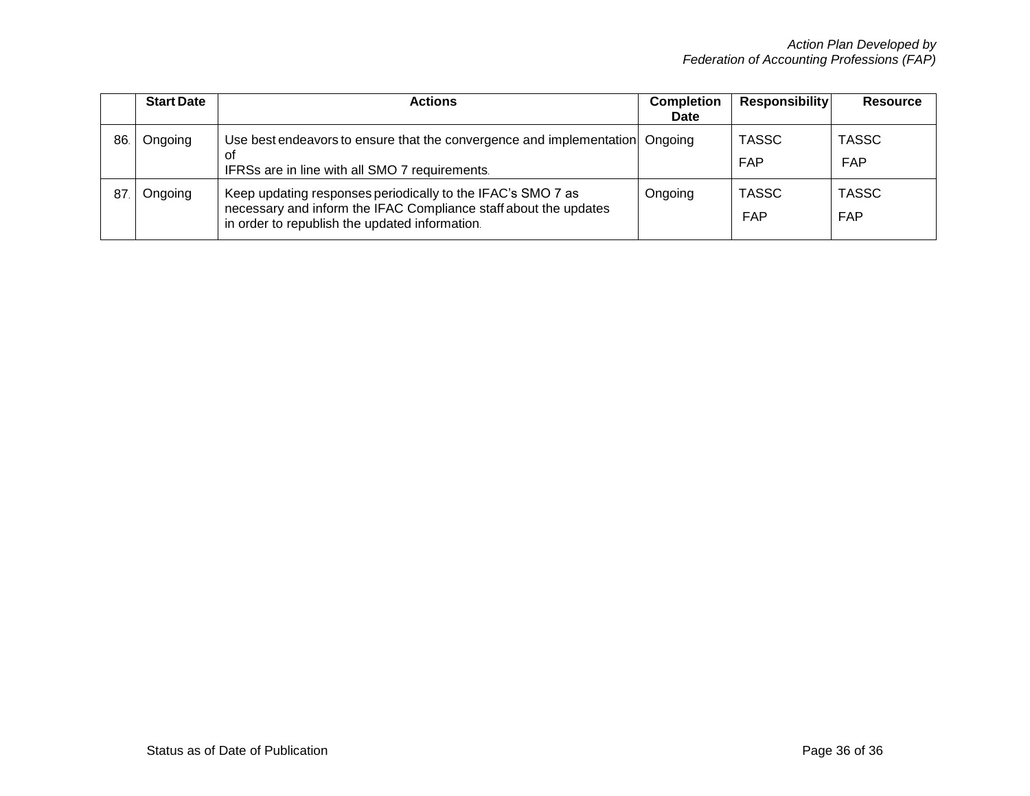| | Start Date | Actions | Completion Date | Responsibility | Resource |
|---|---|---|---|---|---|
| 86. | Ongoing | Use best endeavors to ensure that the convergence and implementation of IFRSs are in line with all SMO 7 requirements. | Ongoing | TASSC<br>FAP | TASSC<br>FAP |
| 87. | Ongoing | Keep updating responses periodically to the IFAC's SMO 7 as necessary and inform the IFAC Compliance staff about the updates in order to republish the updated information. | Ongoing | TASSC<br>FAP | TASSC<br>FAP |

Status as of Date of Publication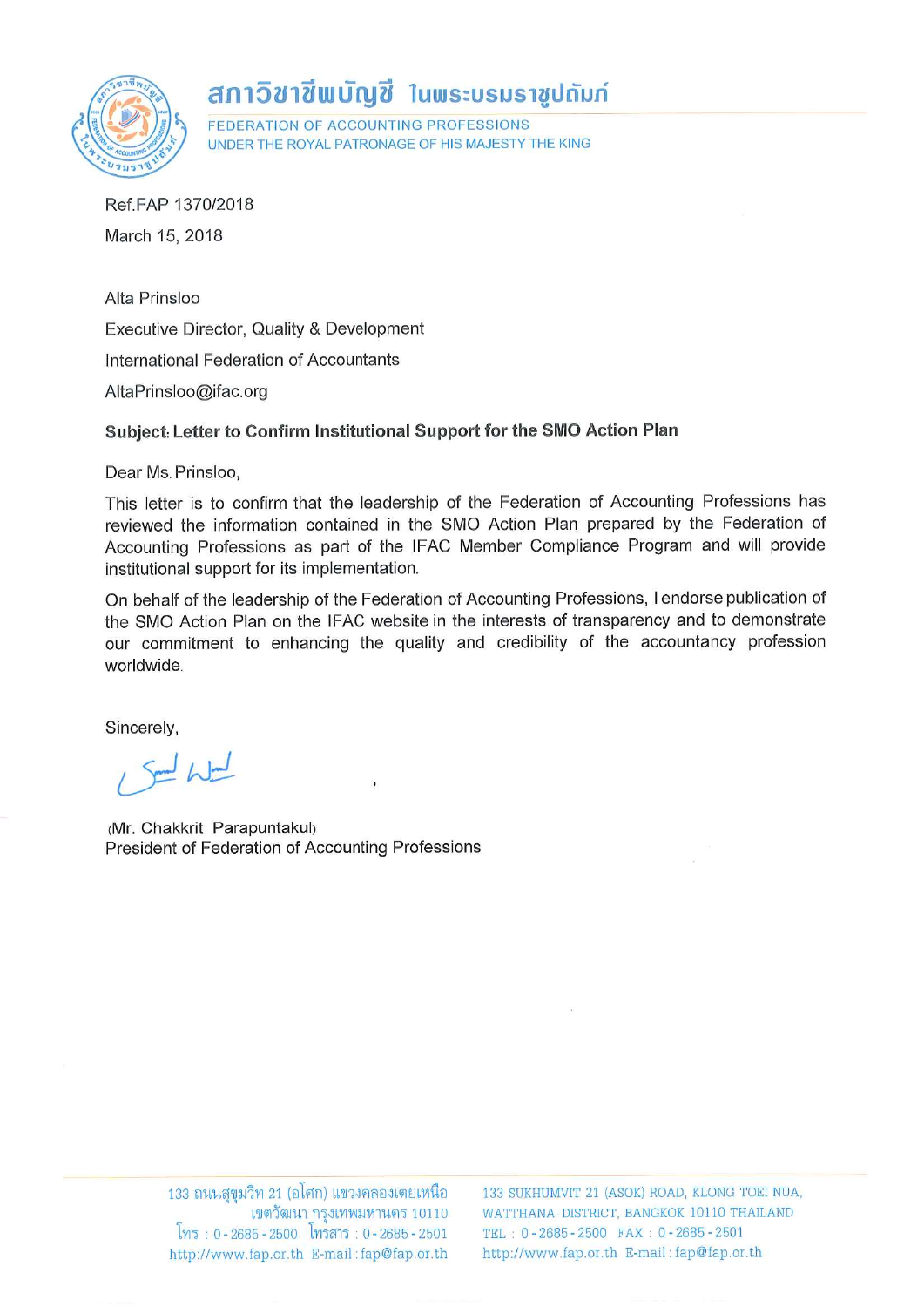สภาวิชาชีพบัญชี ในพระบรมราชูปถัมภ์

FEDERATION OF ACCOUNTING PROFESSIONS
UNDER THE ROYAL PATRONAGE OF HIS MAJESTY THE KING

Ref.FAP 1370/2018

March 15, 2018

Alta Prinsloo

Executive Director, Quality & Development

International Federation of Accountants

AltaPrinsloo@ifac.org

**Subject: Letter to Confirm Institutional Support for the SMO Action Plan**

Dear Ms. Prinsloo,

This letter is to confirm that the leadership of the Federation of Accounting Professions has reviewed the information contained in the SMO Action Plan prepared by the Federation of Accounting Professions as part of the IFAC Member Compliance Program and will provide institutional support for its implementation.

On behalf of the leadership of the Federation of Accounting Professions, I endorse publication of the SMO Action Plan on the IFAC website in the interests of transparency and to demonstrate our commitment to enhancing the quality and credibility of the accountancy profession worldwide.

Sincerely,

(Mr. Chakkrit Parapuntakul)
President of Federation of Accounting Professions

133 ถนนสุขุมวิท 21 (อโศก) แขวงคลองเตยเหนือ เขตวัฒนา กรุงเทพมหานคร 10110
โทร : 0-2685-2500 โทรสาร : 0-2685-2501
http://www.fap.or.th E-mail : fap@fap.or.th

133 SUKHUMVIT 21 (ASOK) ROAD, KLONG TOEI NUA, WATTHANA DISTRICT, BANGKOK 10110 THAILAND
TEL : 0-2685-2500 FAX : 0-2685-2501
http://www.fap.or.th E-mail : fap@fap.or.th